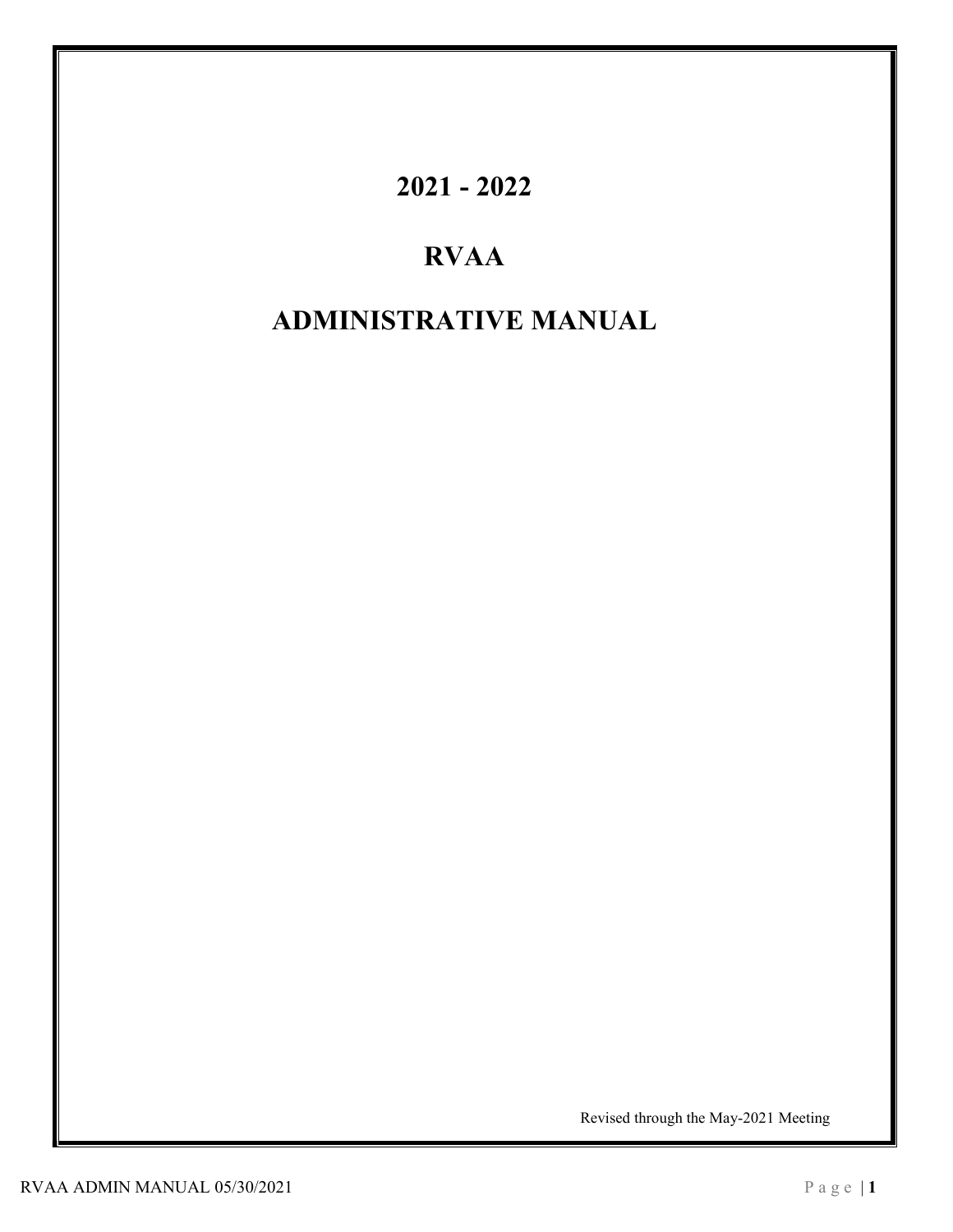# 2021 - 2022

# RVAA

# ADMINISTRATIVE MANUAL

Revised through the May-2021 Meeting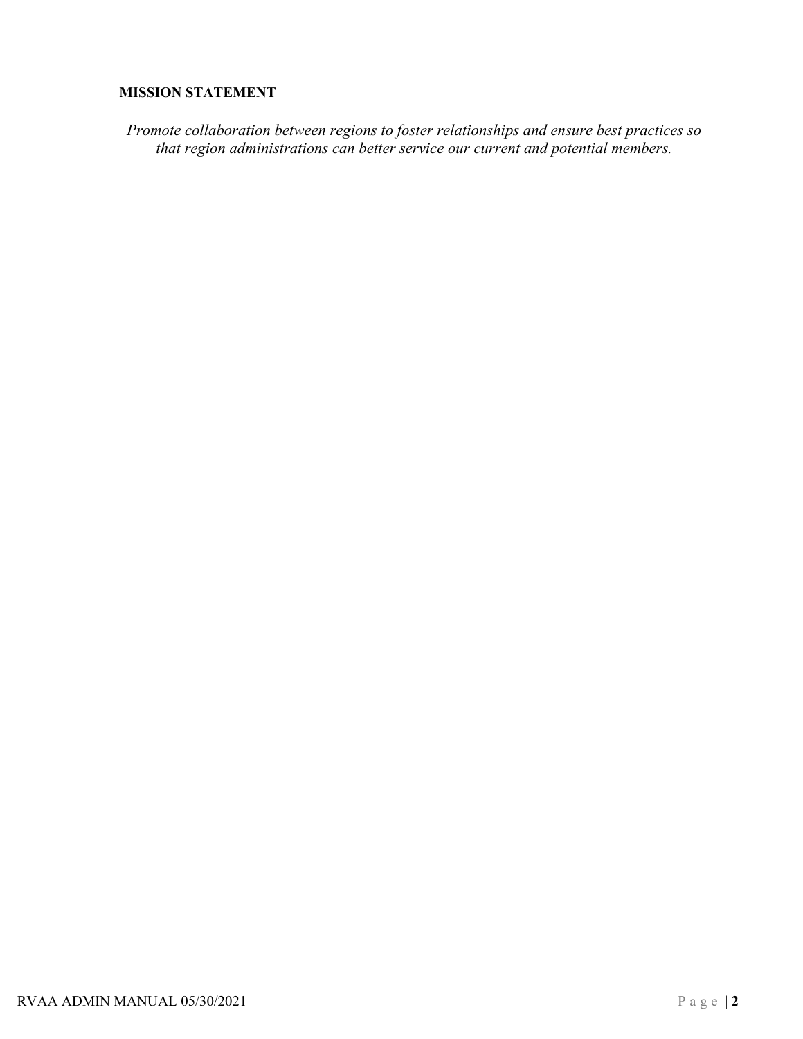**MISSION STATEMENT**

*Promote collaboration between regions to foster relationships and ensure best practices so that region administrations can better service our current and potential members.*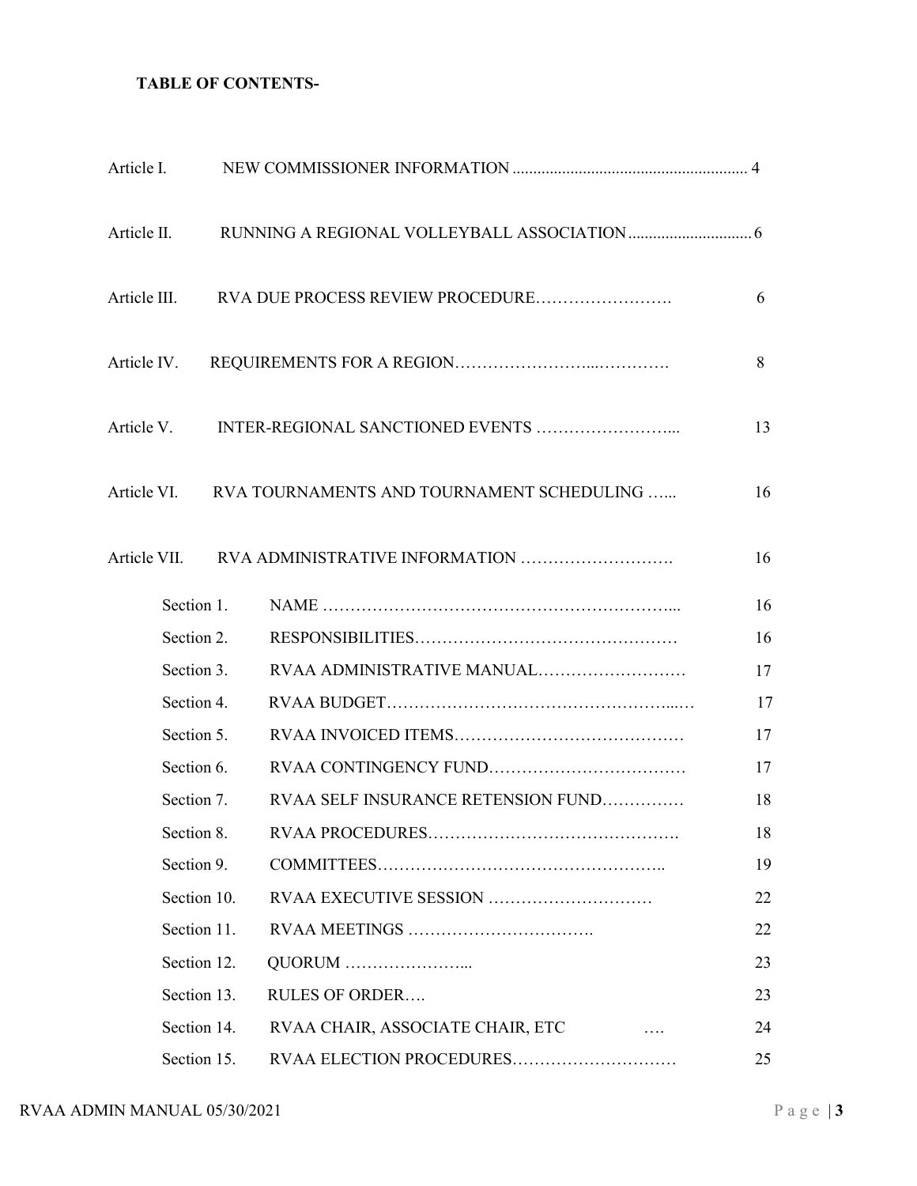**TABLE OF CONTENTS-**

| | | |
|---|---|---|
| Article I. | NEW COMMISSIONER INFORMATION | 4 |
| Article II. | RUNNING A REGIONAL VOLLEYBALL ASSOCIATION | 6 |
| Article III. | RVA DUE PROCESS REVIEW PROCEDURE | 6 |
| Article IV. | REQUIREMENTS FOR A REGION | 8 |
| Article V. | INTER-REGIONAL SANCTIONED EVENTS | 13 |
| Article VI. | RVA TOURNAMENTS AND TOURNAMENT SCHEDULING | 16 |
| Article VII. | RVA ADMINISTRATIVE INFORMATION | 16 |
| Section 1. | NAME | 16 |
| Section 2. | RESPONSIBILITIES | 16 |
| Section 3. | RVAA ADMINISTRATIVE MANUAL | 17 |
| Section 4. | RVAA BUDGET | 17 |
| Section 5. | RVAA INVOICED ITEMS | 17 |
| Section 6. | RVAA CONTINGENCY FUND | 17 |
| Section 7. | RVAA SELF INSURANCE RETENSION FUND | 18 |
| Section 8. | RVAA PROCEDURES | 18 |
| Section 9. | COMMITTEES | 19 |
| Section 10. | RVAA EXECUTIVE SESSION | 22 |
| Section 11. | RVAA MEETINGS | 22 |
| Section 12. | QUORUM | 23 |
| Section 13. | RULES OF ORDER | 23 |
| Section 14. | RVAA CHAIR, ASSOCIATE CHAIR, ETC | 24 |
| Section 15. | RVAA ELECTION PROCEDURES | 25 |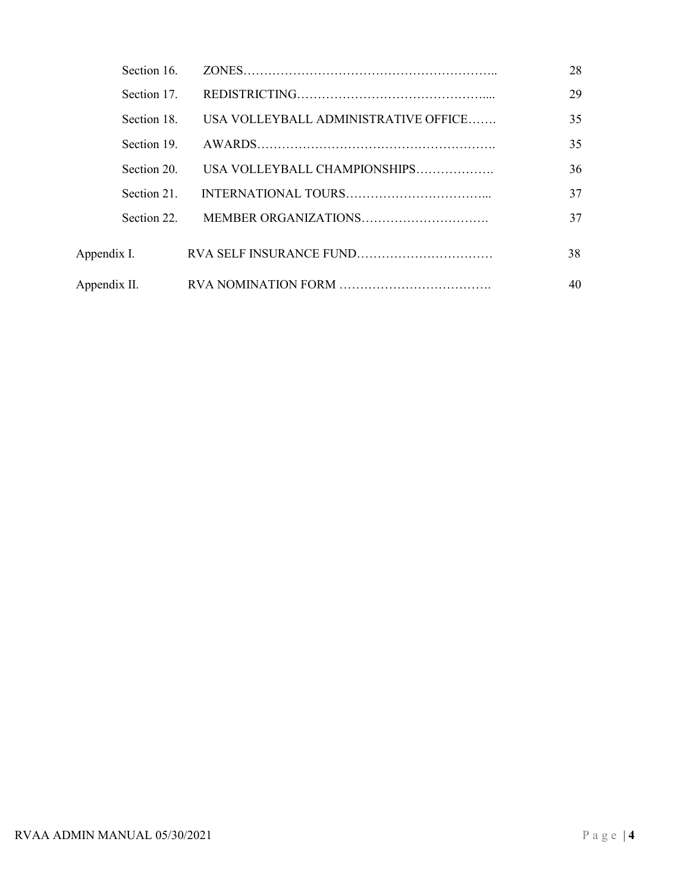| | | |
|---|---|---|
| Section 16. | ZONES……………………………………………………….. | 28 |
| Section 17. | REDISTRICTING……………………………………….... | 29 |
| Section 18. | USA VOLLEYBALL ADMINISTRATIVE OFFICE……. | 35 |
| Section 19. | AWARDS…………………………………………………. | 35 |
| Section 20. | USA VOLLEYBALL CHAMPIONSHIPS………………. | 36 |
| Section 21. | INTERNATIONAL TOURS…………………………….... | 37 |
| Section 22. | MEMBER ORGANIZATIONS…………………………. | 37 |
| Appendix I. | RVA SELF INSURANCE FUND…………………………… | 38 |
| Appendix II. | RVA NOMINATION FORM ………………………………. | 40 |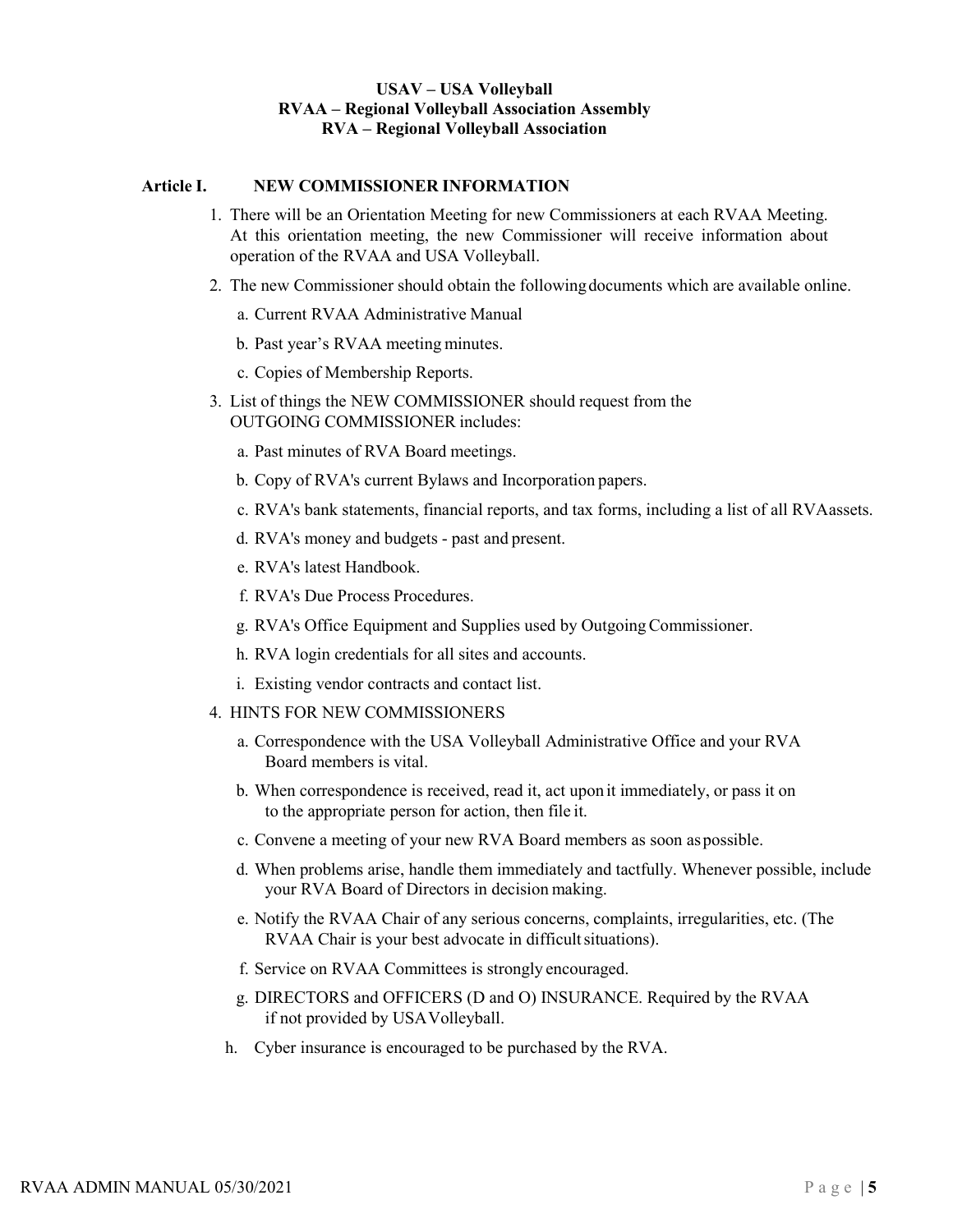**USAV – USA Volleyball**
**RVAA – Regional Volleyball Association Assembly**
**RVA – Regional Volleyball Association**

## Article I. NEW COMMISSIONER INFORMATION

1. There will be an Orientation Meeting for new Commissioners at each RVAA Meeting. At this orientation meeting, the new Commissioner will receive information about operation of the RVAA and USA Volleyball.
2. The new Commissioner should obtain the following documents which are available online.
   a. Current RVAA Administrative Manual
   b. Past year's RVAA meeting minutes.
   c. Copies of Membership Reports.
3. List of things the NEW COMMISSIONER should request from the OUTGOING COMMISSIONER includes:
   a. Past minutes of RVA Board meetings.
   b. Copy of RVA's current Bylaws and Incorporation papers.
   c. RVA's bank statements, financial reports, and tax forms, including a list of all RVAassets.
   d. RVA's money and budgets - past and present.
   e. RVA's latest Handbook.
   f. RVA's Due Process Procedures.
   g. RVA's Office Equipment and Supplies used by Outgoing Commissioner.
   h. RVA login credentials for all sites and accounts.
   i. Existing vendor contracts and contact list.
4. HINTS FOR NEW COMMISSIONERS
   a. Correspondence with the USA Volleyball Administrative Office and your RVA Board members is vital.
   b. When correspondence is received, read it, act upon it immediately, or pass it on to the appropriate person for action, then file it.
   c. Convene a meeting of your new RVA Board members as soon as possible.
   d. When problems arise, handle them immediately and tactfully. Whenever possible, include your RVA Board of Directors in decision making.
   e. Notify the RVAA Chair of any serious concerns, complaints, irregularities, etc. (The RVAA Chair is your best advocate in difficult situations).
   f. Service on RVAA Committees is strongly encouraged.
   g. DIRECTORS and OFFICERS (D and O) INSURANCE. Required by the RVAA if not provided by USA Volleyball.
   h. Cyber insurance is encouraged to be purchased by the RVA.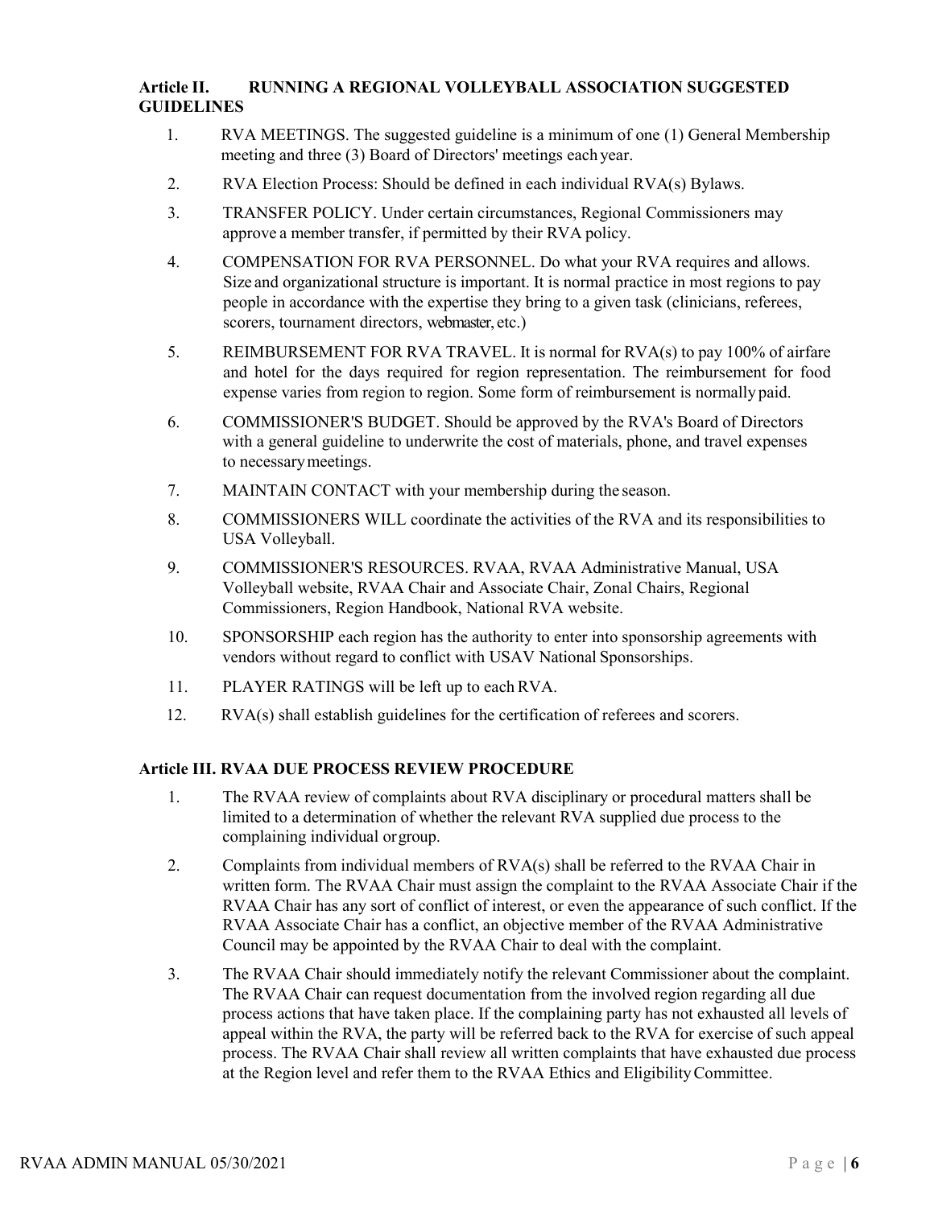## Article II. RUNNING A REGIONAL VOLLEYBALL ASSOCIATION SUGGESTED GUIDELINES

1. RVA MEETINGS. The suggested guideline is a minimum of one (1) General Membership meeting and three (3) Board of Directors' meetings each year.
2. RVA Election Process: Should be defined in each individual RVA(s) Bylaws.
3. TRANSFER POLICY. Under certain circumstances, Regional Commissioners may approve a member transfer, if permitted by their RVA policy.
4. COMPENSATION FOR RVA PERSONNEL. Do what your RVA requires and allows. Size and organizational structure is important. It is normal practice in most regions to pay people in accordance with the expertise they bring to a given task (clinicians, referees, scorers, tournament directors, webmaster, etc.)
5. REIMBURSEMENT FOR RVA TRAVEL. It is normal for RVA(s) to pay 100% of airfare and hotel for the days required for region representation. The reimbursement for food expense varies from region to region. Some form of reimbursement is normally paid.
6. COMMISSIONER'S BUDGET. Should be approved by the RVA's Board of Directors with a general guideline to underwrite the cost of materials, phone, and travel expenses to necessary meetings.
7. MAINTAIN CONTACT with your membership during the season.
8. COMMISSIONERS WILL coordinate the activities of the RVA and its responsibilities to USA Volleyball.
9. COMMISSIONER'S RESOURCES. RVAA, RVAA Administrative Manual, USA Volleyball website, RVAA Chair and Associate Chair, Zonal Chairs, Regional Commissioners, Region Handbook, National RVA website.
10. SPONSORSHIP each region has the authority to enter into sponsorship agreements with vendors without regard to conflict with USAV National Sponsorships.
11. PLAYER RATINGS will be left up to each RVA.
12. RVA(s) shall establish guidelines for the certification of referees and scorers.

## Article III. RVAA DUE PROCESS REVIEW PROCEDURE

1. The RVAA review of complaints about RVA disciplinary or procedural matters shall be limited to a determination of whether the relevant RVA supplied due process to the complaining individual or group.
2. Complaints from individual members of RVA(s) shall be referred to the RVAA Chair in written form. The RVAA Chair must assign the complaint to the RVAA Associate Chair if the RVAA Chair has any sort of conflict of interest, or even the appearance of such conflict. If the RVAA Associate Chair has a conflict, an objective member of the RVAA Administrative Council may be appointed by the RVAA Chair to deal with the complaint.
3. The RVAA Chair should immediately notify the relevant Commissioner about the complaint. The RVAA Chair can request documentation from the involved region regarding all due process actions that have taken place. If the complaining party has not exhausted all levels of appeal within the RVA, the party will be referred back to the RVA for exercise of such appeal process. The RVAA Chair shall review all written complaints that have exhausted due process at the Region level and refer them to the RVAA Ethics and Eligibility Committee.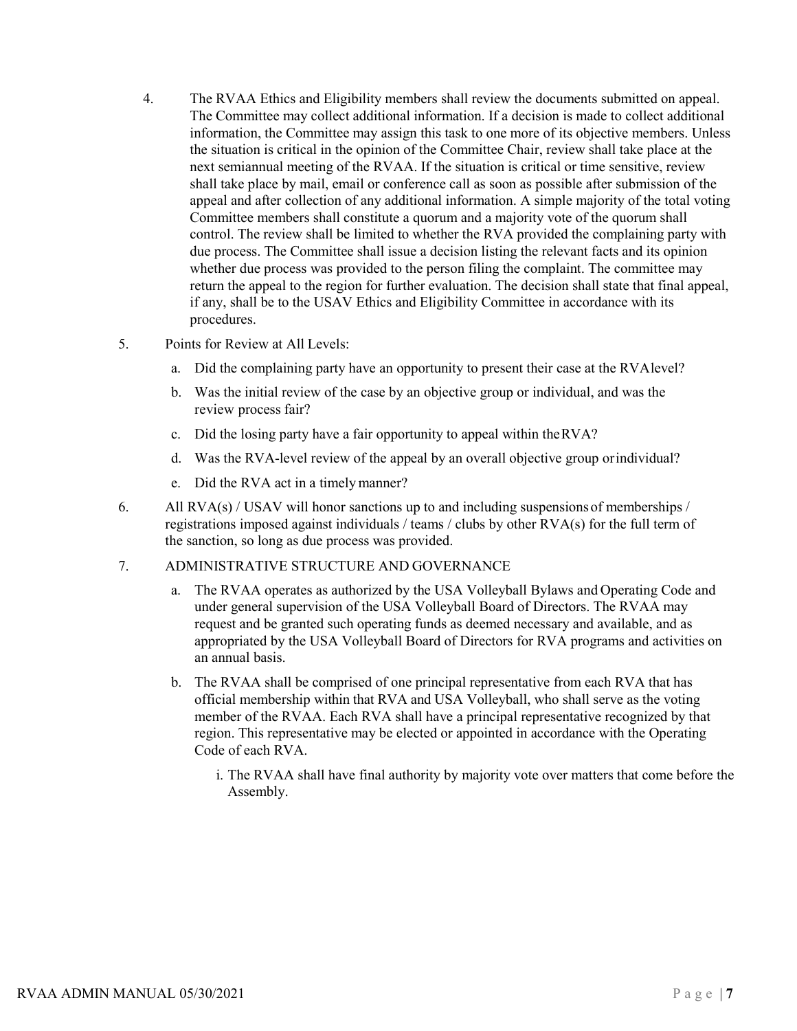4. The RVAA Ethics and Eligibility members shall review the documents submitted on appeal. The Committee may collect additional information. If a decision is made to collect additional information, the Committee may assign this task to one more of its objective members. Unless the situation is critical in the opinion of the Committee Chair, review shall take place at the next semiannual meeting of the RVAA. If the situation is critical or time sensitive, review shall take place by mail, email or conference call as soon as possible after submission of the appeal and after collection of any additional information. A simple majority of the total voting Committee members shall constitute a quorum and a majority vote of the quorum shall control. The review shall be limited to whether the RVA provided the complaining party with due process. The Committee shall issue a decision listing the relevant facts and its opinion whether due process was provided to the person filing the complaint. The committee may return the appeal to the region for further evaluation. The decision shall state that final appeal, if any, shall be to the USAV Ethics and Eligibility Committee in accordance with its procedures.

5. Points for Review at All Levels:

   a. Did the complaining party have an opportunity to present their case at the RVA level?

   b. Was the initial review of the case by an objective group or individual, and was the review process fair?

   c. Did the losing party have a fair opportunity to appeal within the RVA?

   d. Was the RVA-level review of the appeal by an overall objective group or individual?

   e. Did the RVA act in a timely manner?

6. All RVA(s) / USAV will honor sanctions up to and including suspensions of memberships / registrations imposed against individuals / teams / clubs by other RVA(s) for the full term of the sanction, so long as due process was provided.

7. ADMINISTRATIVE STRUCTURE AND GOVERNANCE

   a. The RVAA operates as authorized by the USA Volleyball Bylaws and Operating Code and under general supervision of the USA Volleyball Board of Directors. The RVAA may request and be granted such operating funds as deemed necessary and available, and as appropriated by the USA Volleyball Board of Directors for RVA programs and activities on an annual basis.

   b. The RVAA shall be comprised of one principal representative from each RVA that has official membership within that RVA and USA Volleyball, who shall serve as the voting member of the RVAA. Each RVA shall have a principal representative recognized by that region. This representative may be elected or appointed in accordance with the Operating Code of each RVA.

      i. The RVAA shall have final authority by majority vote over matters that come before the Assembly.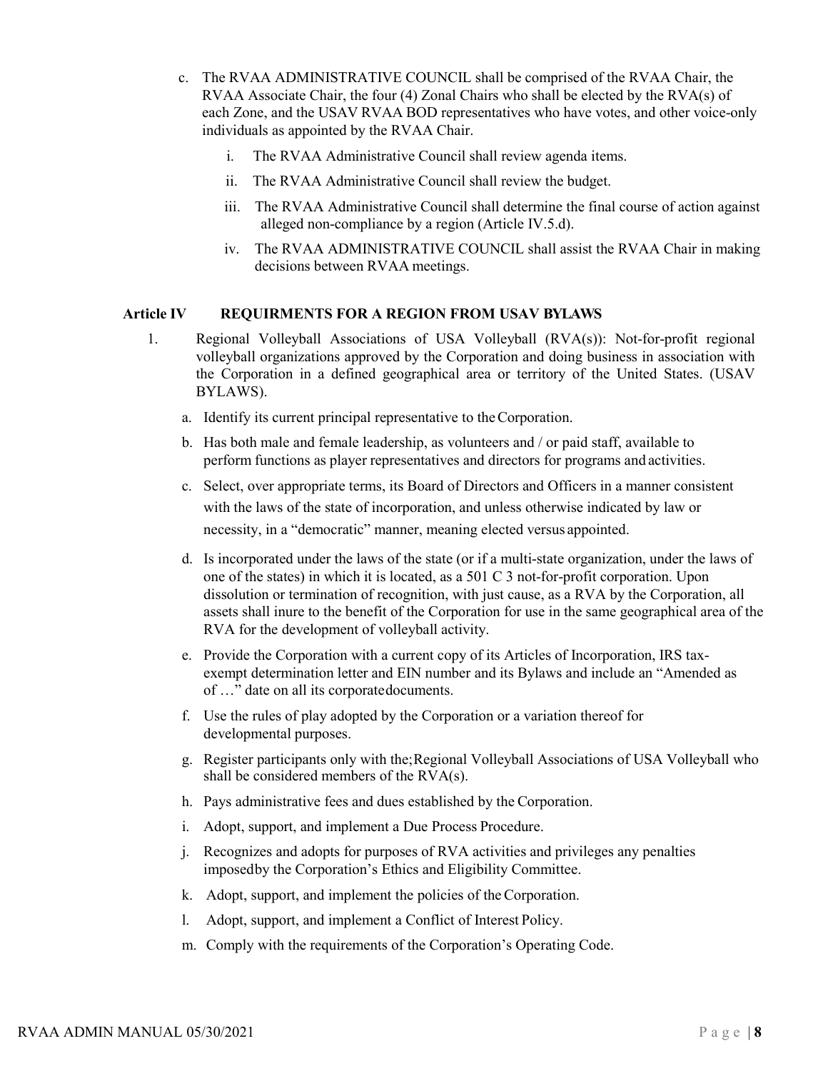c. The RVAA ADMINISTRATIVE COUNCIL shall be comprised of the RVAA Chair, the RVAA Associate Chair, the four (4) Zonal Chairs who shall be elected by the RVA(s) of each Zone, and the USAV RVAA BOD representatives who have votes, and other voice-only individuals as appointed by the RVAA Chair.

   i. The RVAA Administrative Council shall review agenda items.

   ii. The RVAA Administrative Council shall review the budget.

   iii. The RVAA Administrative Council shall determine the final course of action against alleged non-compliance by a region (Article IV.5.d).

   iv. The RVAA ADMINISTRATIVE COUNCIL shall assist the RVAA Chair in making decisions between RVAA meetings.

## Article IV REQUIRMENTS FOR A REGION FROM USAV BYLAWS

1. Regional Volleyball Associations of USA Volleyball (RVA(s)): Not-for-profit regional volleyball organizations approved by the Corporation and doing business in association with the Corporation in a defined geographical area or territory of the United States. (USAV BYLAWS).

   a. Identify its current principal representative to the Corporation.

   b. Has both male and female leadership, as volunteers and / or paid staff, available to perform functions as player representatives and directors for programs and activities.

   c. Select, over appropriate terms, its Board of Directors and Officers in a manner consistent with the laws of the state of incorporation, and unless otherwise indicated by law or necessity, in a "democratic" manner, meaning elected versus appointed.

   d. Is incorporated under the laws of the state (or if a multi-state organization, under the laws of one of the states) in which it is located, as a 501 C 3 not-for-profit corporation. Upon dissolution or termination of recognition, with just cause, as a RVA by the Corporation, all assets shall inure to the benefit of the Corporation for use in the same geographical area of the RVA for the development of volleyball activity.

   e. Provide the Corporation with a current copy of its Articles of Incorporation, IRS tax-exempt determination letter and EIN number and its Bylaws and include an "Amended as of …" date on all its corporate documents.

   f. Use the rules of play adopted by the Corporation or a variation thereof for developmental purposes.

   g. Register participants only with the;Regional Volleyball Associations of USA Volleyball who shall be considered members of the RVA(s).

   h. Pays administrative fees and dues established by the Corporation.

   i. Adopt, support, and implement a Due Process Procedure.

   j. Recognizes and adopts for purposes of RVA activities and privileges any penalties imposedby the Corporation's Ethics and Eligibility Committee.

   k. Adopt, support, and implement the policies of the Corporation.

   l. Adopt, support, and implement a Conflict of Interest Policy.

   m. Comply with the requirements of the Corporation's Operating Code.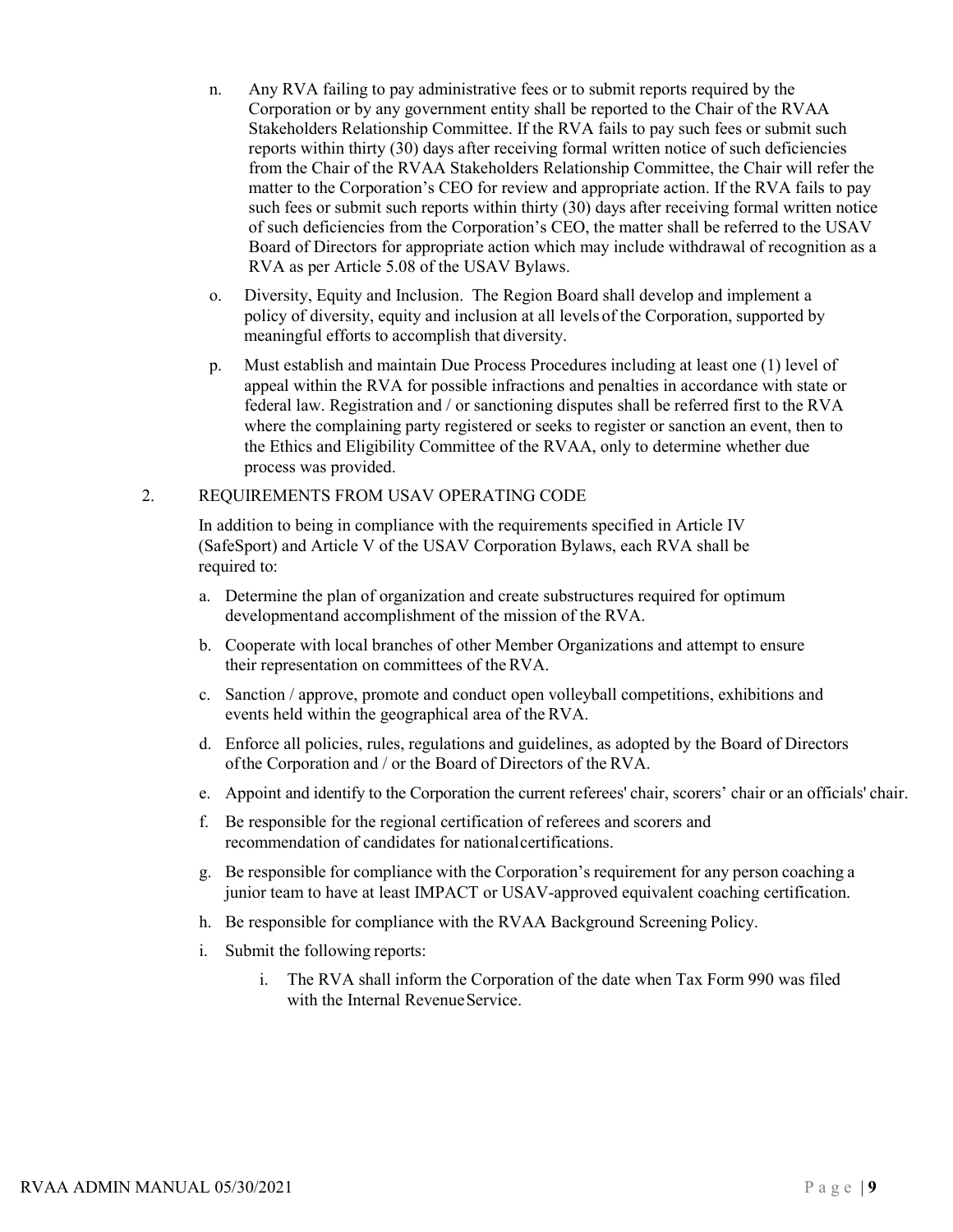n. Any RVA failing to pay administrative fees or to submit reports required by the Corporation or by any government entity shall be reported to the Chair of the RVAA Stakeholders Relationship Committee. If the RVA fails to pay such fees or submit such reports within thirty (30) days after receiving formal written notice of such deficiencies from the Chair of the RVAA Stakeholders Relationship Committee, the Chair will refer the matter to the Corporation's CEO for review and appropriate action. If the RVA fails to pay such fees or submit such reports within thirty (30) days after receiving formal written notice of such deficiencies from the Corporation's CEO, the matter shall be referred to the USAV Board of Directors for appropriate action which may include withdrawal of recognition as a RVA as per Article 5.08 of the USAV Bylaws.

o. Diversity, Equity and Inclusion. The Region Board shall develop and implement a policy of diversity, equity and inclusion at all levels of the Corporation, supported by meaningful efforts to accomplish that diversity.

p. Must establish and maintain Due Process Procedures including at least one (1) level of appeal within the RVA for possible infractions and penalties in accordance with state or federal law. Registration and / or sanctioning disputes shall be referred first to the RVA where the complaining party registered or seeks to register or sanction an event, then to the Ethics and Eligibility Committee of the RVAA, only to determine whether due process was provided.

2. REQUIREMENTS FROM USAV OPERATING CODE

In addition to being in compliance with the requirements specified in Article IV (SafeSport) and Article V of the USAV Corporation Bylaws, each RVA shall be required to:

a. Determine the plan of organization and create substructures required for optimum development and accomplishment of the mission of the RVA.

b. Cooperate with local branches of other Member Organizations and attempt to ensure their representation on committees of the RVA.

c. Sanction / approve, promote and conduct open volleyball competitions, exhibitions and events held within the geographical area of the RVA.

d. Enforce all policies, rules, regulations and guidelines, as adopted by the Board of Directors of the Corporation and / or the Board of Directors of the RVA.

e. Appoint and identify to the Corporation the current referees' chair, scorers' chair or an officials' chair.

f. Be responsible for the regional certification of referees and scorers and recommendation of candidates for national certifications.

g. Be responsible for compliance with the Corporation's requirement for any person coaching a junior team to have at least IMPACT or USAV-approved equivalent coaching certification.

h. Be responsible for compliance with the RVAA Background Screening Policy.

i. Submit the following reports:

   i. The RVA shall inform the Corporation of the date when Tax Form 990 was filed with the Internal Revenue Service.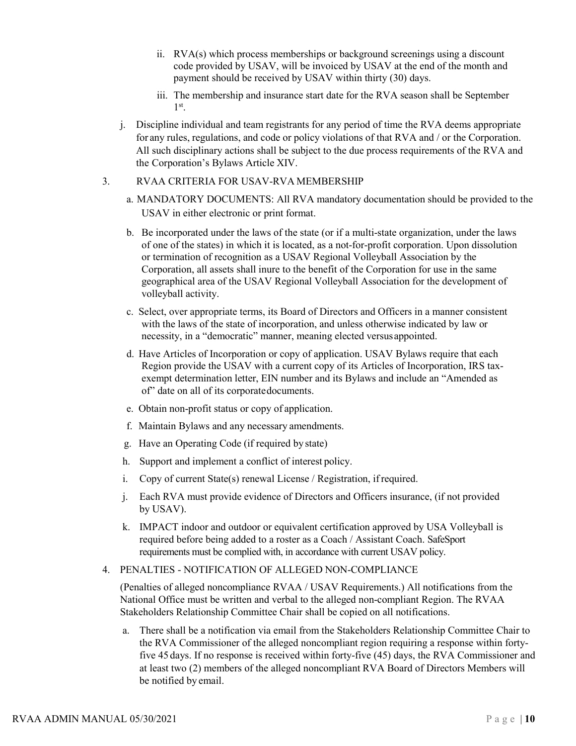ii. RVA(s) which process memberships or background screenings using a discount code provided by USAV, will be invoiced by USAV at the end of the month and payment should be received by USAV within thirty (30) days.

iii. The membership and insurance start date for the RVA season shall be September 1st.

j. Discipline individual and team registrants for any period of time the RVA deems appropriate for any rules, regulations, and code or policy violations of that RVA and / or the Corporation. All such disciplinary actions shall be subject to the due process requirements of the RVA and the Corporation's Bylaws Article XIV.

3. RVAA CRITERIA FOR USAV-RVA MEMBERSHIP

a. MANDATORY DOCUMENTS: All RVA mandatory documentation should be provided to the USAV in either electronic or print format.

b. Be incorporated under the laws of the state (or if a multi-state organization, under the laws of one of the states) in which it is located, as a not-for-profit corporation. Upon dissolution or termination of recognition as a USAV Regional Volleyball Association by the Corporation, all assets shall inure to the benefit of the Corporation for use in the same geographical area of the USAV Regional Volleyball Association for the development of volleyball activity.

c. Select, over appropriate terms, its Board of Directors and Officers in a manner consistent with the laws of the state of incorporation, and unless otherwise indicated by law or necessity, in a "democratic" manner, meaning elected versus appointed.

d. Have Articles of Incorporation or copy of application. USAV Bylaws require that each Region provide the USAV with a current copy of its Articles of Incorporation, IRS tax-exempt determination letter, EIN number and its Bylaws and include an "Amended as of" date on all of its corporate documents.

e. Obtain non-profit status or copy of application.

f. Maintain Bylaws and any necessary amendments.

g. Have an Operating Code (if required by state)

h. Support and implement a conflict of interest policy.

i. Copy of current State(s) renewal License / Registration, if required.

j. Each RVA must provide evidence of Directors and Officers insurance, (if not provided by USAV).

k. IMPACT indoor and outdoor or equivalent certification approved by USA Volleyball is required before being added to a roster as a Coach / Assistant Coach. SafeSport requirements must be complied with, in accordance with current USAV policy.

4. PENALTIES - NOTIFICATION OF ALLEGED NON-COMPLIANCE

(Penalties of alleged noncompliance RVAA / USAV Requirements.) All notifications from the National Office must be written and verbal to the alleged non-compliant Region. The RVAA Stakeholders Relationship Committee Chair shall be copied on all notifications.

a. There shall be a notification via email from the Stakeholders Relationship Committee Chair to the RVA Commissioner of the alleged noncompliant region requiring a response within forty-five 45 days. If no response is received within forty-five (45) days, the RVA Commissioner and at least two (2) members of the alleged noncompliant RVA Board of Directors Members will be notified by email.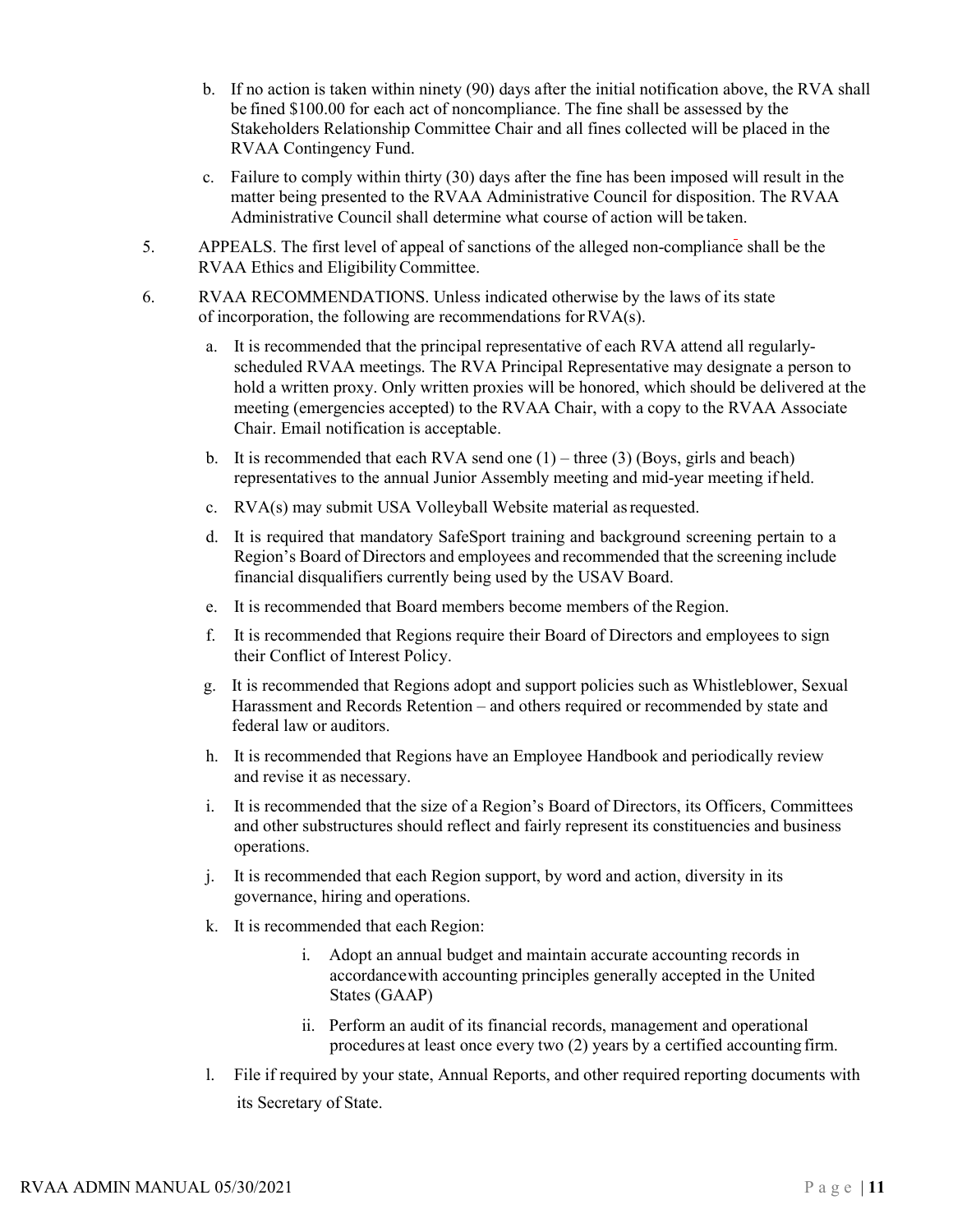b. If no action is taken within ninety (90) days after the initial notification above, the RVA shall be fined $100.00 for each act of noncompliance. The fine shall be assessed by the Stakeholders Relationship Committee Chair and all fines collected will be placed in the RVAA Contingency Fund.

c. Failure to comply within thirty (30) days after the fine has been imposed will result in the matter being presented to the RVAA Administrative Council for disposition. The RVAA Administrative Council shall determine what course of action will be taken.

5. APPEALS. The first level of appeal of sanctions of the alleged non-compliance shall be the RVAA Ethics and Eligibility Committee.

6. RVAA RECOMMENDATIONS. Unless indicated otherwise by the laws of its state of incorporation, the following are recommendations for RVA(s).

   a. It is recommended that the principal representative of each RVA attend all regularly-scheduled RVAA meetings. The RVA Principal Representative may designate a person to hold a written proxy. Only written proxies will be honored, which should be delivered at the meeting (emergencies accepted) to the RVAA Chair, with a copy to the RVAA Associate Chair. Email notification is acceptable.

   b. It is recommended that each RVA send one (1) – three (3) (Boys, girls and beach) representatives to the annual Junior Assembly meeting and mid-year meeting if held.

   c. RVA(s) may submit USA Volleyball Website material as requested.

   d. It is required that mandatory SafeSport training and background screening pertain to a Region's Board of Directors and employees and recommended that the screening include financial disqualifiers currently being used by the USAV Board.

   e. It is recommended that Board members become members of the Region.

   f. It is recommended that Regions require their Board of Directors and employees to sign their Conflict of Interest Policy.

   g. It is recommended that Regions adopt and support policies such as Whistleblower, Sexual Harassment and Records Retention – and others required or recommended by state and federal law or auditors.

   h. It is recommended that Regions have an Employee Handbook and periodically review and revise it as necessary.

   i. It is recommended that the size of a Region's Board of Directors, its Officers, Committees and other substructures should reflect and fairly represent its constituencies and business operations.

   j. It is recommended that each Region support, by word and action, diversity in its governance, hiring and operations.

   k. It is recommended that each Region:

      i. Adopt an annual budget and maintain accurate accounting records in accordance with accounting principles generally accepted in the United States (GAAP)

      ii. Perform an audit of its financial records, management and operational procedures at least once every two (2) years by a certified accounting firm.

   l. File if required by your state, Annual Reports, and other required reporting documents with its Secretary of State.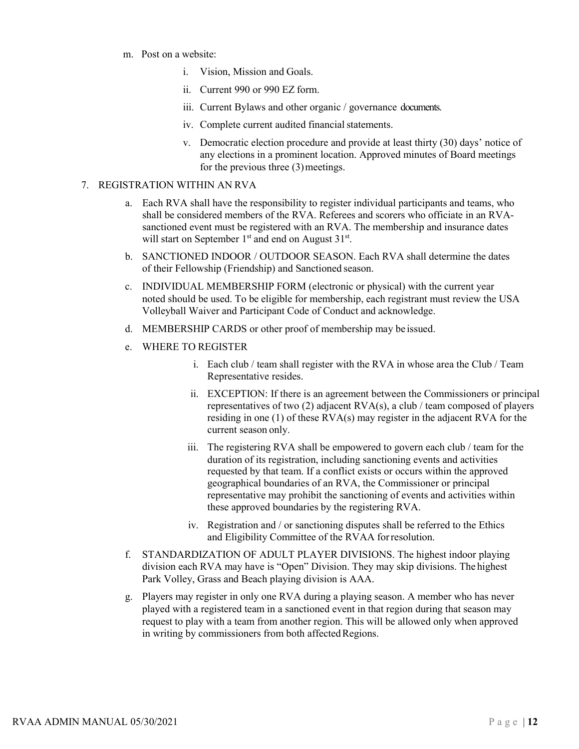m. Post on a website:

   i. Vision, Mission and Goals.

   ii. Current 990 or 990 EZ form.

   iii. Current Bylaws and other organic / governance documents.

   iv. Complete current audited financial statements.

   v. Democratic election procedure and provide at least thirty (30) days' notice of any elections in a prominent location. Approved minutes of Board meetings for the previous three (3) meetings.

7. REGISTRATION WITHIN AN RVA

   a. Each RVA shall have the responsibility to register individual participants and teams, who shall be considered members of the RVA. Referees and scorers who officiate in an RVA-sanctioned event must be registered with an RVA. The membership and insurance dates will start on September 1st and end on August 31st.

   b. SANCTIONED INDOOR / OUTDOOR SEASON. Each RVA shall determine the dates of their Fellowship (Friendship) and Sanctioned season.

   c. INDIVIDUAL MEMBERSHIP FORM (electronic or physical) with the current year noted should be used. To be eligible for membership, each registrant must review the USA Volleyball Waiver and Participant Code of Conduct and acknowledge.

   d. MEMBERSHIP CARDS or other proof of membership may be issued.

   e. WHERE TO REGISTER

      i. Each club / team shall register with the RVA in whose area the Club / Team Representative resides.

      ii. EXCEPTION: If there is an agreement between the Commissioners or principal representatives of two (2) adjacent RVA(s), a club / team composed of players residing in one (1) of these RVA(s) may register in the adjacent RVA for the current season only.

      iii. The registering RVA shall be empowered to govern each club / team for the duration of its registration, including sanctioning events and activities requested by that team. If a conflict exists or occurs within the approved geographical boundaries of an RVA, the Commissioner or principal representative may prohibit the sanctioning of events and activities within these approved boundaries by the registering RVA.

      iv. Registration and / or sanctioning disputes shall be referred to the Ethics and Eligibility Committee of the RVAA for resolution.

   f. STANDARDIZATION OF ADULT PLAYER DIVISIONS. The highest indoor playing division each RVA may have is "Open" Division. They may skip divisions. The highest Park Volley, Grass and Beach playing division is AAA.

   g. Players may register in only one RVA during a playing season. A member who has never played with a registered team in a sanctioned event in that region during that season may request to play with a team from another region. This will be allowed only when approved in writing by commissioners from both affected Regions.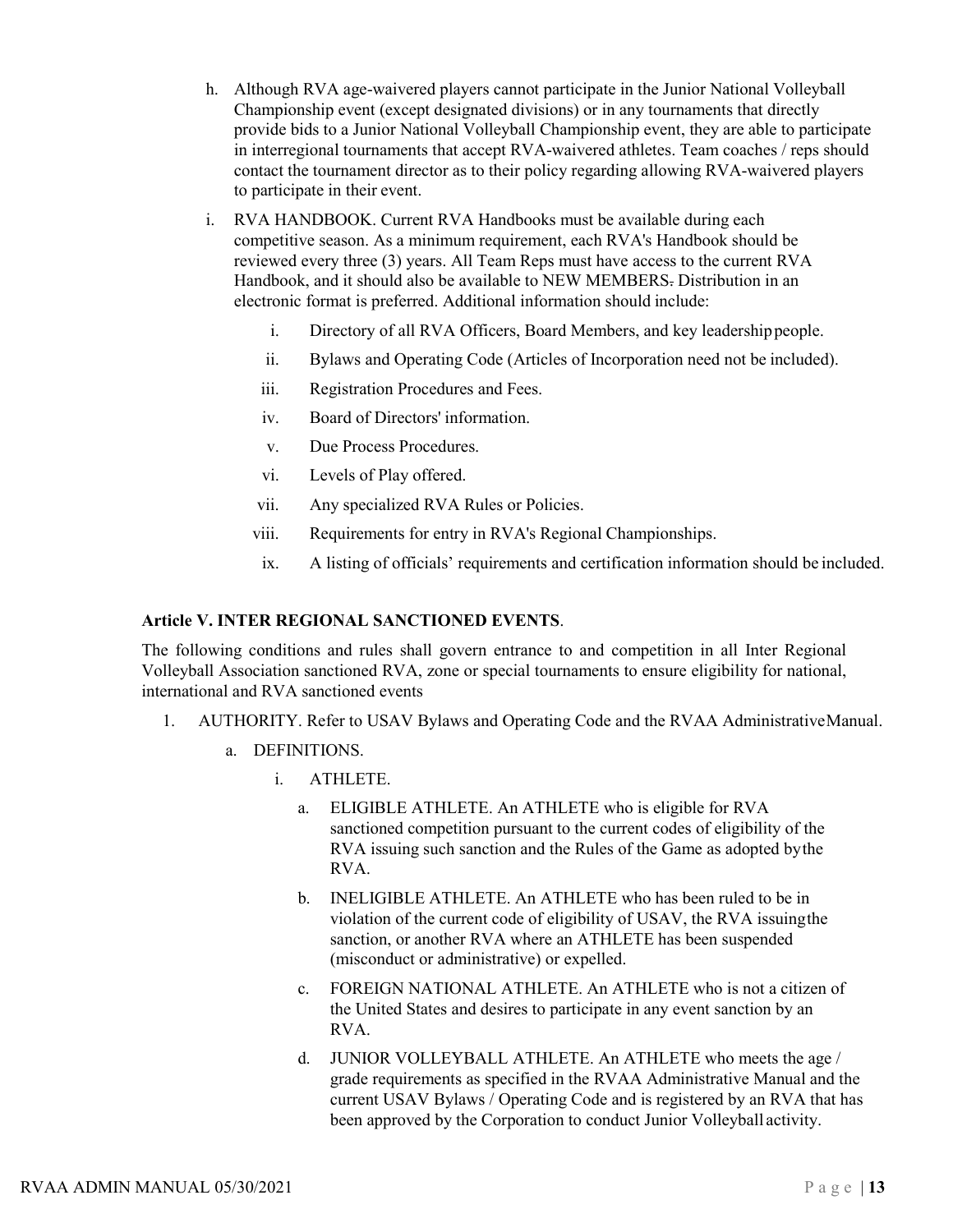h. Although RVA age-waivered players cannot participate in the Junior National Volleyball Championship event (except designated divisions) or in any tournaments that directly provide bids to a Junior National Volleyball Championship event, they are able to participate in interregional tournaments that accept RVA-waivered athletes. Team coaches / reps should contact the tournament director as to their policy regarding allowing RVA-waivered players to participate in their event.

i. RVA HANDBOOK. Current RVA Handbooks must be available during each competitive season. As a minimum requirement, each RVA's Handbook should be reviewed every three (3) years. All Team Reps must have access to the current RVA Handbook, and it should also be available to NEW MEMBERS. Distribution in an electronic format is preferred. Additional information should include:

   i. Directory of all RVA Officers, Board Members, and key leadership people.
   ii. Bylaws and Operating Code (Articles of Incorporation need not be included).
   iii. Registration Procedures and Fees.
   iv. Board of Directors' information.
   v. Due Process Procedures.
   vi. Levels of Play offered.
   vii. Any specialized RVA Rules or Policies.
   viii. Requirements for entry in RVA's Regional Championships.
   ix. A listing of officials' requirements and certification information should be included.

**Article V. INTER REGIONAL SANCTIONED EVENTS**.

The following conditions and rules shall govern entrance to and competition in all Inter Regional Volleyball Association sanctioned RVA, zone or special tournaments to ensure eligibility for national, international and RVA sanctioned events

1. AUTHORITY. Refer to USAV Bylaws and Operating Code and the RVAA Administrative Manual.

   a. DEFINITIONS.

      i. ATHLETE.

         a. ELIGIBLE ATHLETE. An ATHLETE who is eligible for RVA sanctioned competition pursuant to the current codes of eligibility of the RVA issuing such sanction and the Rules of the Game as adopted by the RVA.

         b. INELIGIBLE ATHLETE. An ATHLETE who has been ruled to be in violation of the current code of eligibility of USAV, the RVA issuing the sanction, or another RVA where an ATHLETE has been suspended (misconduct or administrative) or expelled.

         c. FOREIGN NATIONAL ATHLETE. An ATHLETE who is not a citizen of the United States and desires to participate in any event sanction by an RVA.

         d. JUNIOR VOLLEYBALL ATHLETE. An ATHLETE who meets the age / grade requirements as specified in the RVAA Administrative Manual and the current USAV Bylaws / Operating Code and is registered by an RVA that has been approved by the Corporation to conduct Junior Volleyball activity.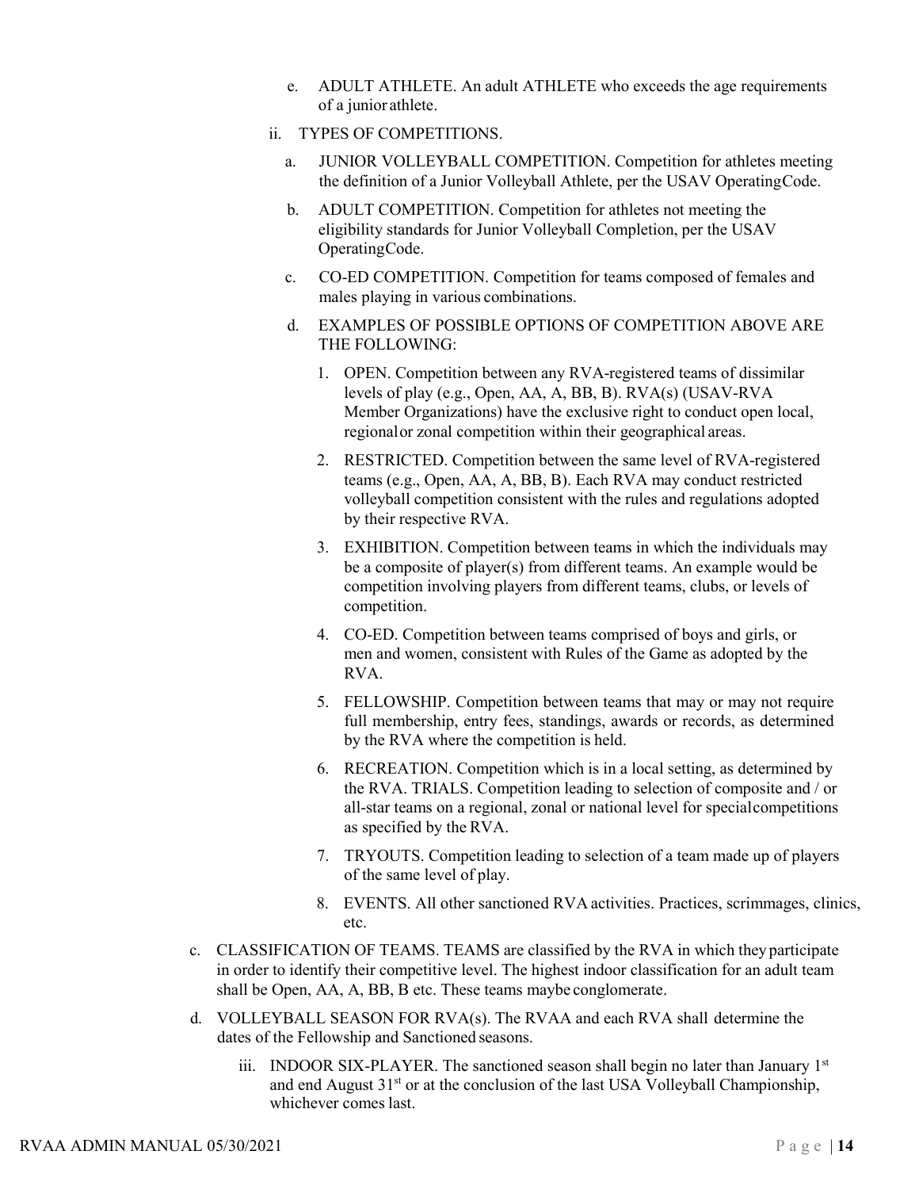e. ADULT ATHLETE. An adult ATHLETE who exceeds the age requirements of a junior athlete.

ii. TYPES OF COMPETITIONS.

a. JUNIOR VOLLEYBALL COMPETITION. Competition for athletes meeting the definition of a Junior Volleyball Athlete, per the USAV OperatingCode.

b. ADULT COMPETITION. Competition for athletes not meeting the eligibility standards for Junior Volleyball Completion, per the USAV OperatingCode.

c. CO-ED COMPETITION. Competition for teams composed of females and males playing in various combinations.

d. EXAMPLES OF POSSIBLE OPTIONS OF COMPETITION ABOVE ARE THE FOLLOWING:

1. OPEN. Competition between any RVA-registered teams of dissimilar levels of play (e.g., Open, AA, A, BB, B). RVA(s) (USAV-RVA Member Organizations) have the exclusive right to conduct open local, regionalor zonal competition within their geographical areas.
2. RESTRICTED. Competition between the same level of RVA-registered teams (e.g., Open, AA, A, BB, B). Each RVA may conduct restricted volleyball competition consistent with the rules and regulations adopted by their respective RVA.
3. EXHIBITION. Competition between teams in which the individuals may be a composite of player(s) from different teams. An example would be competition involving players from different teams, clubs, or levels of competition.
4. CO-ED. Competition between teams comprised of boys and girls, or men and women, consistent with Rules of the Game as adopted by the RVA.
5. FELLOWSHIP. Competition between teams that may or may not require full membership, entry fees, standings, awards or records, as determined by the RVA where the competition is held.
6. RECREATION. Competition which is in a local setting, as determined by the RVA. TRIALS. Competition leading to selection of composite and / or all-star teams on a regional, zonal or national level for specialcompetitions as specified by the RVA.
7. TRYOUTS. Competition leading to selection of a team made up of players of the same level of play.
8. EVENTS. All other sanctioned RVA activities. Practices, scrimmages, clinics, etc.

c. CLASSIFICATION OF TEAMS. TEAMS are classified by the RVA in which theyparticipate in order to identify their competitive level. The highest indoor classification for an adult team shall be Open, AA, A, BB, B etc. These teams maybe conglomerate.

d. VOLLEYBALL SEASON FOR RVA(s). The RVAA and each RVA shall determine the dates of the Fellowship and Sanctioned seasons.

iii. INDOOR SIX-PLAYER. The sanctioned season shall begin no later than January 1st and end August 31st or at the conclusion of the last USA Volleyball Championship, whichever comes last.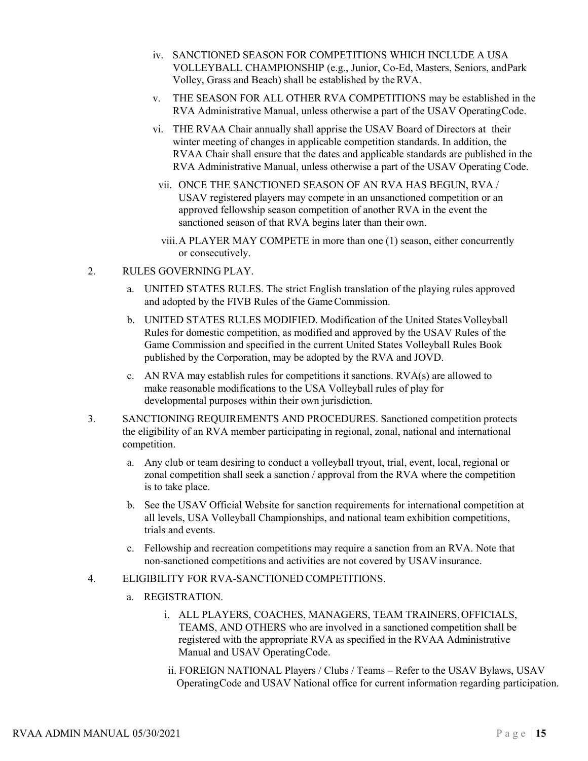iv. SANCTIONED SEASON FOR COMPETITIONS WHICH INCLUDE A USA VOLLEYBALL CHAMPIONSHIP (e.g., Junior, Co-Ed, Masters, Seniors, andPark Volley, Grass and Beach) shall be established by the RVA.

v. THE SEASON FOR ALL OTHER RVA COMPETITIONS may be established in the RVA Administrative Manual, unless otherwise a part of the USAV OperatingCode.

vi. THE RVAA Chair annually shall apprise the USAV Board of Directors at their winter meeting of changes in applicable competition standards. In addition, the RVAA Chair shall ensure that the dates and applicable standards are published in the RVA Administrative Manual, unless otherwise a part of the USAV Operating Code.

vii. ONCE THE SANCTIONED SEASON OF AN RVA HAS BEGUN, RVA / USAV registered players may compete in an unsanctioned competition or an approved fellowship season competition of another RVA in the event the sanctioned season of that RVA begins later than their own.

viii. A PLAYER MAY COMPETE in more than one (1) season, either concurrently or consecutively.

2. RULES GOVERNING PLAY.

   a. UNITED STATES RULES. The strict English translation of the playing rules approved and adopted by the FIVB Rules of the Game Commission.

   b. UNITED STATES RULES MODIFIED. Modification of the United States Volleyball Rules for domestic competition, as modified and approved by the USAV Rules of the Game Commission and specified in the current United States Volleyball Rules Book published by the Corporation, may be adopted by the RVA and JOVD.

   c. AN RVA may establish rules for competitions it sanctions. RVA(s) are allowed to make reasonable modifications to the USA Volleyball rules of play for developmental purposes within their own jurisdiction.

3. SANCTIONING REQUIREMENTS AND PROCEDURES. Sanctioned competition protects the eligibility of an RVA member participating in regional, zonal, national and international competition.

   a. Any club or team desiring to conduct a volleyball tryout, trial, event, local, regional or zonal competition shall seek a sanction / approval from the RVA where the competition is to take place.

   b. See the USAV Official Website for sanction requirements for international competition at all levels, USA Volleyball Championships, and national team exhibition competitions, trials and events.

   c. Fellowship and recreation competitions may require a sanction from an RVA. Note that non-sanctioned competitions and activities are not covered by USAV insurance.

4. ELIGIBILITY FOR RVA-SANCTIONED COMPETITIONS.

   a. REGISTRATION.

      i. ALL PLAYERS, COACHES, MANAGERS, TEAM TRAINERS, OFFICIALS, TEAMS, AND OTHERS who are involved in a sanctioned competition shall be registered with the appropriate RVA as specified in the RVAA Administrative Manual and USAV OperatingCode.

      ii. FOREIGN NATIONAL Players / Clubs / Teams – Refer to the USAV Bylaws, USAV OperatingCode and USAV National office for current information regarding participation.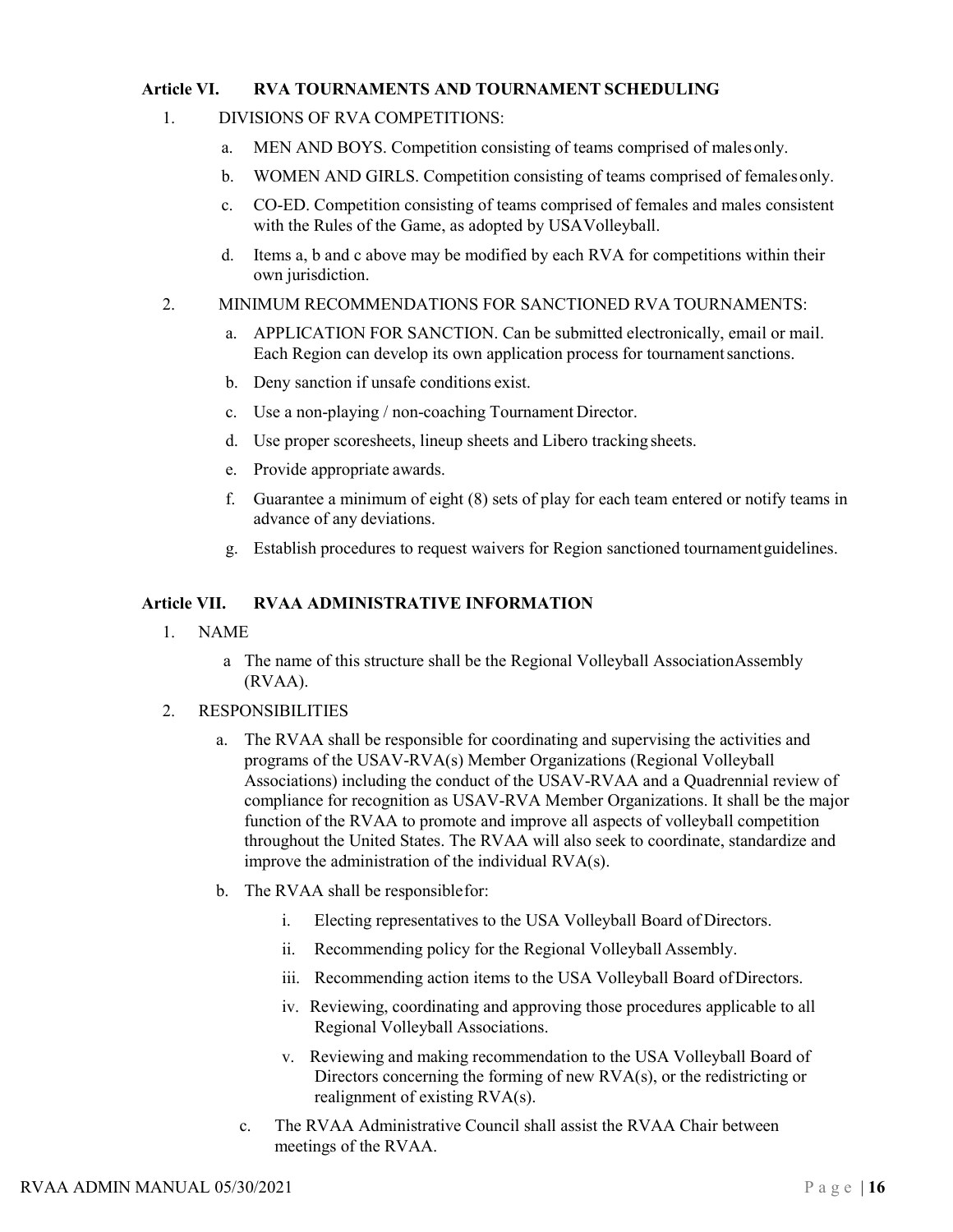## Article VI. RVA TOURNAMENTS AND TOURNAMENT SCHEDULING

1. DIVISIONS OF RVA COMPETITIONS:
   a. MEN AND BOYS. Competition consisting of teams comprised of males only.
   b. WOMEN AND GIRLS. Competition consisting of teams comprised of females only.
   c. CO-ED. Competition consisting of teams comprised of females and males consistent with the Rules of the Game, as adopted by USA Volleyball.
   d. Items a, b and c above may be modified by each RVA for competitions within their own jurisdiction.
2. MINIMUM RECOMMENDATIONS FOR SANCTIONED RVA TOURNAMENTS:
   a. APPLICATION FOR SANCTION. Can be submitted electronically, email or mail. Each Region can develop its own application process for tournament sanctions.
   b. Deny sanction if unsafe conditions exist.
   c. Use a non-playing / non-coaching Tournament Director.
   d. Use proper scoresheets, lineup sheets and Libero tracking sheets.
   e. Provide appropriate awards.
   f. Guarantee a minimum of eight (8) sets of play for each team entered or notify teams in advance of any deviations.
   g. Establish procedures to request waivers for Region sanctioned tournament guidelines.

## Article VII. RVAA ADMINISTRATIVE INFORMATION

1. NAME
   a The name of this structure shall be the Regional Volleyball Association Assembly (RVAA).
2. RESPONSIBILITIES
   a. The RVAA shall be responsible for coordinating and supervising the activities and programs of the USAV-RVA(s) Member Organizations (Regional Volleyball Associations) including the conduct of the USAV-RVAA and a Quadrennial review of compliance for recognition as USAV-RVA Member Organizations. It shall be the major function of the RVAA to promote and improve all aspects of volleyball competition throughout the United States. The RVAA will also seek to coordinate, standardize and improve the administration of the individual RVA(s).
   b. The RVAA shall be responsible for:
      i. Electing representatives to the USA Volleyball Board of Directors.
      ii. Recommending policy for the Regional Volleyball Assembly.
      iii. Recommending action items to the USA Volleyball Board of Directors.
      iv. Reviewing, coordinating and approving those procedures applicable to all Regional Volleyball Associations.
      v. Reviewing and making recommendation to the USA Volleyball Board of Directors concerning the forming of new RVA(s), or the redistricting or realignment of existing RVA(s).
   c. The RVAA Administrative Council shall assist the RVAA Chair between meetings of the RVAA.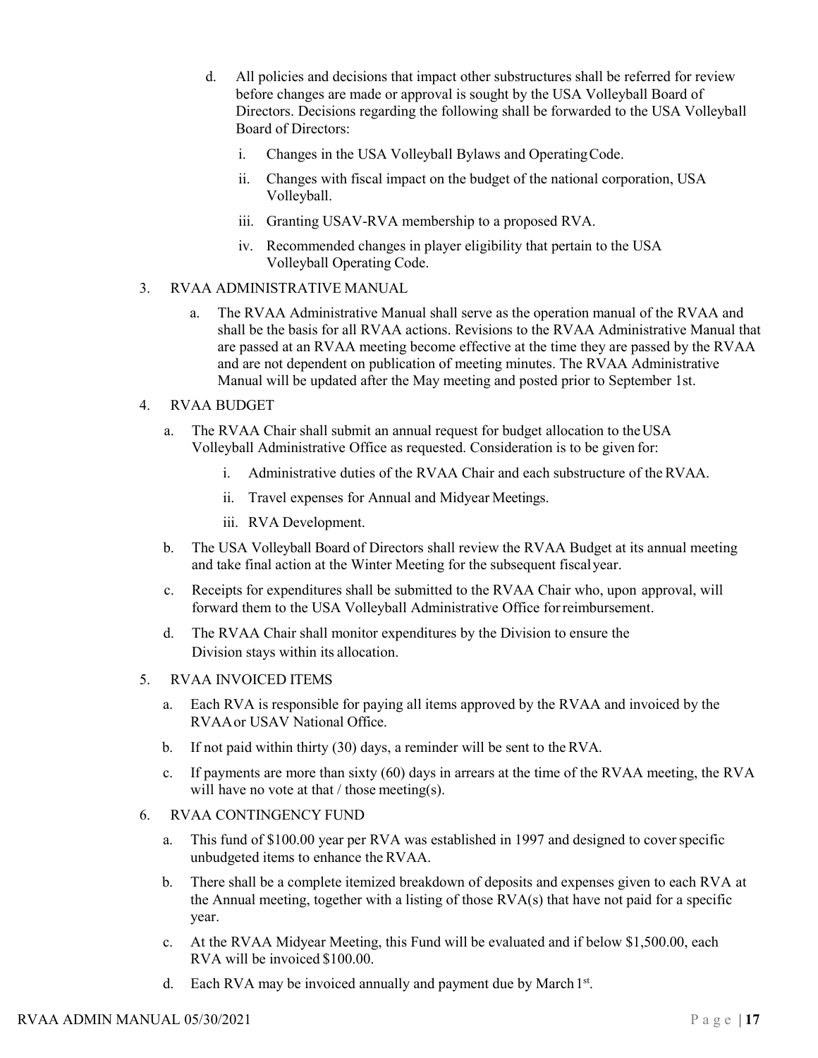d. All policies and decisions that impact other substructures shall be referred for review before changes are made or approval is sought by the USA Volleyball Board of Directors. Decisions regarding the following shall be forwarded to the USA Volleyball Board of Directors:

   i. Changes in the USA Volleyball Bylaws and Operating Code.

   ii. Changes with fiscal impact on the budget of the national corporation, USA Volleyball.

   iii. Granting USAV-RVA membership to a proposed RVA.

   iv. Recommended changes in player eligibility that pertain to the USA Volleyball Operating Code.

3. RVAA ADMINISTRATIVE MANUAL

   a. The RVAA Administrative Manual shall serve as the operation manual of the RVAA and shall be the basis for all RVAA actions. Revisions to the RVAA Administrative Manual that are passed at an RVAA meeting become effective at the time they are passed by the RVAA and are not dependent on publication of meeting minutes. The RVAA Administrative Manual will be updated after the May meeting and posted prior to September 1st.

4. RVAA BUDGET

   a. The RVAA Chair shall submit an annual request for budget allocation to the USA Volleyball Administrative Office as requested. Consideration is to be given for:

      i. Administrative duties of the RVAA Chair and each substructure of the RVAA.

      ii. Travel expenses for Annual and Midyear Meetings.

      iii. RVA Development.

   b. The USA Volleyball Board of Directors shall review the RVAA Budget at its annual meeting and take final action at the Winter Meeting for the subsequent fiscal year.

   c. Receipts for expenditures shall be submitted to the RVAA Chair who, upon approval, will forward them to the USA Volleyball Administrative Office for reimbursement.

   d. The RVAA Chair shall monitor expenditures by the Division to ensure the Division stays within its allocation.

5. RVAA INVOICED ITEMS

   a. Each RVA is responsible for paying all items approved by the RVAA and invoiced by the RVAA or USAV National Office.

   b. If not paid within thirty (30) days, a reminder will be sent to the RVA.

   c. If payments are more than sixty (60) days in arrears at the time of the RVAA meeting, the RVA will have no vote at that / those meeting(s).

6. RVAA CONTINGENCY FUND

   a. This fund of $100.00 year per RVA was established in 1997 and designed to cover specific unbudgeted items to enhance the RVAA.

   b. There shall be a complete itemized breakdown of deposits and expenses given to each RVA at the Annual meeting, together with a listing of those RVA(s) that have not paid for a specific year.

   c. At the RVAA Midyear Meeting, this Fund will be evaluated and if below $1,500.00, each RVA will be invoiced $100.00.

   d. Each RVA may be invoiced annually and payment due by March 1st.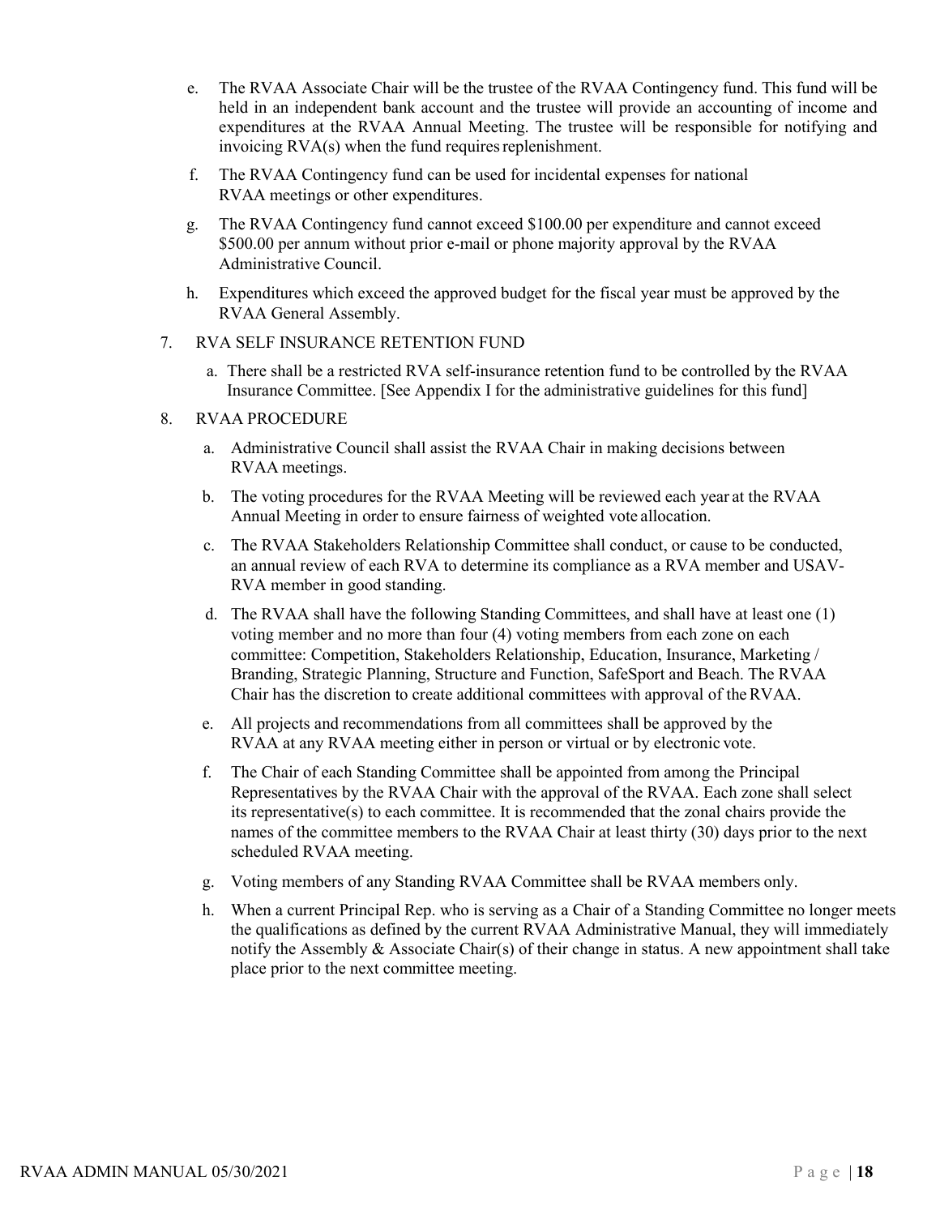e. The RVAA Associate Chair will be the trustee of the RVAA Contingency fund. This fund will be held in an independent bank account and the trustee will provide an accounting of income and expenditures at the RVAA Annual Meeting. The trustee will be responsible for notifying and invoicing RVA(s) when the fund requires replenishment.

f. The RVAA Contingency fund can be used for incidental expenses for national RVAA meetings or other expenditures.

g. The RVAA Contingency fund cannot exceed $100.00 per expenditure and cannot exceed $500.00 per annum without prior e-mail or phone majority approval by the RVAA Administrative Council.

h. Expenditures which exceed the approved budget for the fiscal year must be approved by the RVAA General Assembly.

7. RVA SELF INSURANCE RETENTION FUND

   a. There shall be a restricted RVA self-insurance retention fund to be controlled by the RVAA Insurance Committee. [See Appendix I for the administrative guidelines for this fund]

8. RVAA PROCEDURE

   a. Administrative Council shall assist the RVAA Chair in making decisions between RVAA meetings.

   b. The voting procedures for the RVAA Meeting will be reviewed each year at the RVAA Annual Meeting in order to ensure fairness of weighted vote allocation.

   c. The RVAA Stakeholders Relationship Committee shall conduct, or cause to be conducted, an annual review of each RVA to determine its compliance as a RVA member and USAV-RVA member in good standing.

   d. The RVAA shall have the following Standing Committees, and shall have at least one (1) voting member and no more than four (4) voting members from each zone on each committee: Competition, Stakeholders Relationship, Education, Insurance, Marketing / Branding, Strategic Planning, Structure and Function, SafeSport and Beach. The RVAA Chair has the discretion to create additional committees with approval of the RVAA.

   e. All projects and recommendations from all committees shall be approved by the RVAA at any RVAA meeting either in person or virtual or by electronic vote.

   f. The Chair of each Standing Committee shall be appointed from among the Principal Representatives by the RVAA Chair with the approval of the RVAA. Each zone shall select its representative(s) to each committee. It is recommended that the zonal chairs provide the names of the committee members to the RVAA Chair at least thirty (30) days prior to the next scheduled RVAA meeting.

   g. Voting members of any Standing RVAA Committee shall be RVAA members only.

   h. When a current Principal Rep. who is serving as a Chair of a Standing Committee no longer meets the qualifications as defined by the current RVAA Administrative Manual, they will immediately notify the Assembly & Associate Chair(s) of their change in status. A new appointment shall take place prior to the next committee meeting.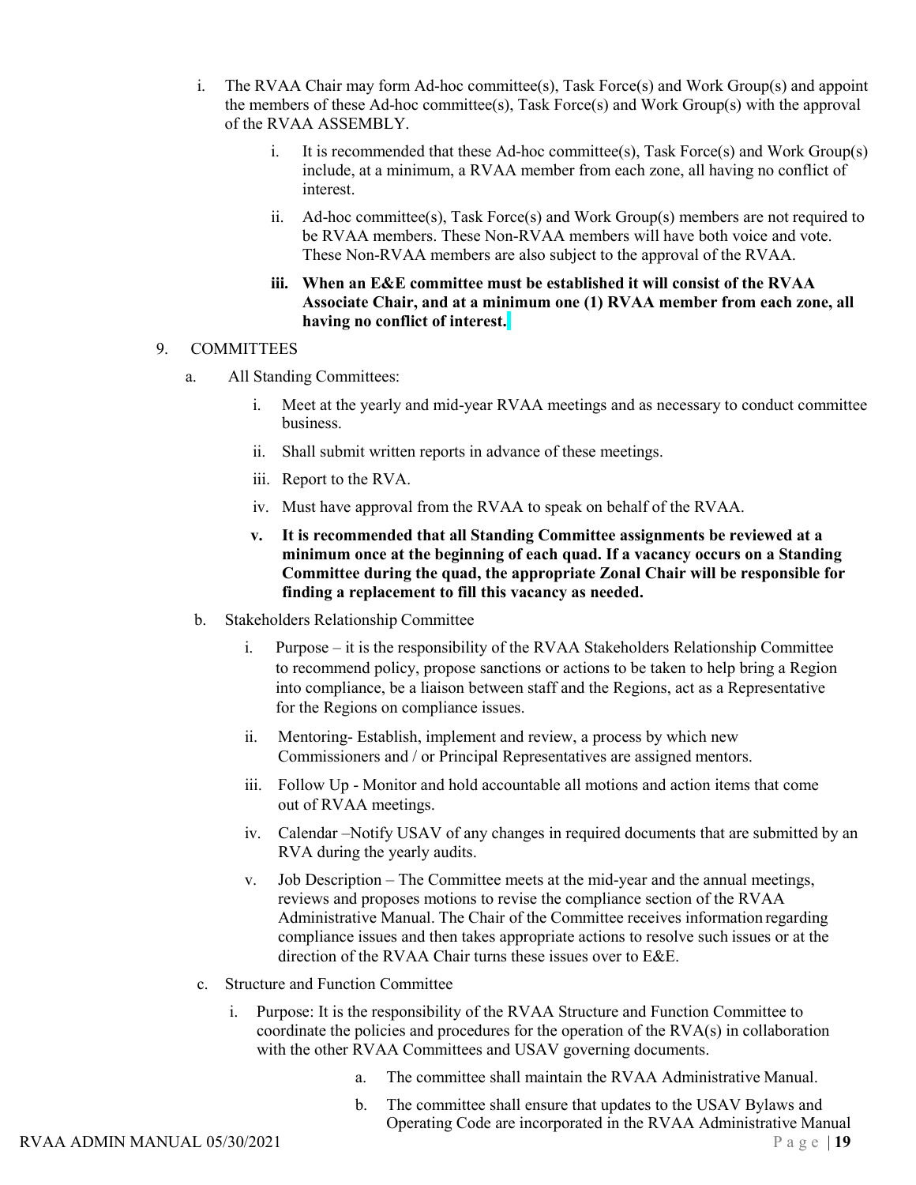i. The RVAA Chair may form Ad-hoc committee(s), Task Force(s) and Work Group(s) and appoint the members of these Ad-hoc committee(s), Task Force(s) and Work Group(s) with the approval of the RVAA ASSEMBLY.

   i. It is recommended that these Ad-hoc committee(s), Task Force(s) and Work Group(s) include, at a minimum, a RVAA member from each zone, all having no conflict of interest.

   ii. Ad-hoc committee(s), Task Force(s) and Work Group(s) members are not required to be RVAA members. These Non-RVAA members will have both voice and vote. These Non-RVAA members are also subject to the approval of the RVAA.

   **iii. When an E&E committee must be established it will consist of the RVAA Associate Chair, and at a minimum one (1) RVAA member from each zone, all having no conflict of interest.**

9. COMMITTEES

   a. All Standing Committees:

      i. Meet at the yearly and mid-year RVAA meetings and as necessary to conduct committee business.

      ii. Shall submit written reports in advance of these meetings.

      iii. Report to the RVA.

      iv. Must have approval from the RVAA to speak on behalf of the RVAA.

      **v. It is recommended that all Standing Committee assignments be reviewed at a minimum once at the beginning of each quad. If a vacancy occurs on a Standing Committee during the quad, the appropriate Zonal Chair will be responsible for finding a replacement to fill this vacancy as needed.**

   b. Stakeholders Relationship Committee

      i. Purpose – it is the responsibility of the RVAA Stakeholders Relationship Committee to recommend policy, propose sanctions or actions to be taken to help bring a Region into compliance, be a liaison between staff and the Regions, act as a Representative for the Regions on compliance issues.

      ii. Mentoring- Establish, implement and review, a process by which new Commissioners and / or Principal Representatives are assigned mentors.

      iii. Follow Up - Monitor and hold accountable all motions and action items that come out of RVAA meetings.

      iv. Calendar –Notify USAV of any changes in required documents that are submitted by an RVA during the yearly audits.

      v. Job Description – The Committee meets at the mid-year and the annual meetings, reviews and proposes motions to revise the compliance section of the RVAA Administrative Manual. The Chair of the Committee receives information regarding compliance issues and then takes appropriate actions to resolve such issues or at the direction of the RVAA Chair turns these issues over to E&E.

   c. Structure and Function Committee

      i. Purpose: It is the responsibility of the RVAA Structure and Function Committee to coordinate the policies and procedures for the operation of the RVA(s) in collaboration with the other RVAA Committees and USAV governing documents.

         a. The committee shall maintain the RVAA Administrative Manual.

         b. The committee shall ensure that updates to the USAV Bylaws and Operating Code are incorporated in the RVAA Administrative Manual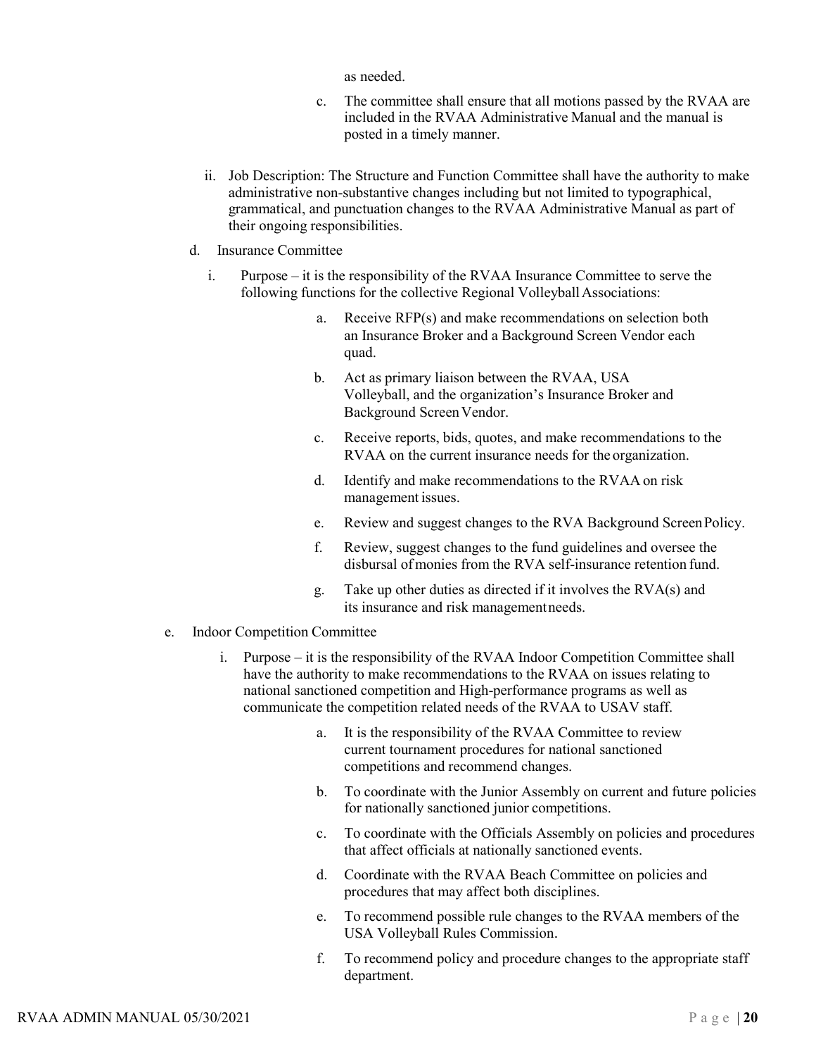as needed.

c. The committee shall ensure that all motions passed by the RVAA are included in the RVAA Administrative Manual and the manual is posted in a timely manner.

ii. Job Description: The Structure and Function Committee shall have the authority to make administrative non-substantive changes including but not limited to typographical, grammatical, and punctuation changes to the RVAA Administrative Manual as part of their ongoing responsibilities.

d. Insurance Committee

i. Purpose – it is the responsibility of the RVAA Insurance Committee to serve the following functions for the collective Regional Volleyball Associations:

a. Receive RFP(s) and make recommendations on selection both an Insurance Broker and a Background Screen Vendor each quad.

b. Act as primary liaison between the RVAA, USA Volleyball, and the organization's Insurance Broker and Background Screen Vendor.

c. Receive reports, bids, quotes, and make recommendations to the RVAA on the current insurance needs for the organization.

d. Identify and make recommendations to the RVAA on risk management issues.

e. Review and suggest changes to the RVA Background Screen Policy.

f. Review, suggest changes to the fund guidelines and oversee the disbursal of monies from the RVA self-insurance retention fund.

g. Take up other duties as directed if it involves the RVA(s) and its insurance and risk management needs.

e. Indoor Competition Committee

i. Purpose – it is the responsibility of the RVAA Indoor Competition Committee shall have the authority to make recommendations to the RVAA on issues relating to national sanctioned competition and High-performance programs as well as communicate the competition related needs of the RVAA to USAV staff.

a. It is the responsibility of the RVAA Committee to review current tournament procedures for national sanctioned competitions and recommend changes.

b. To coordinate with the Junior Assembly on current and future policies for nationally sanctioned junior competitions.

c. To coordinate with the Officials Assembly on policies and procedures that affect officials at nationally sanctioned events.

d. Coordinate with the RVAA Beach Committee on policies and procedures that may affect both disciplines.

e. To recommend possible rule changes to the RVAA members of the USA Volleyball Rules Commission.

f. To recommend policy and procedure changes to the appropriate staff department.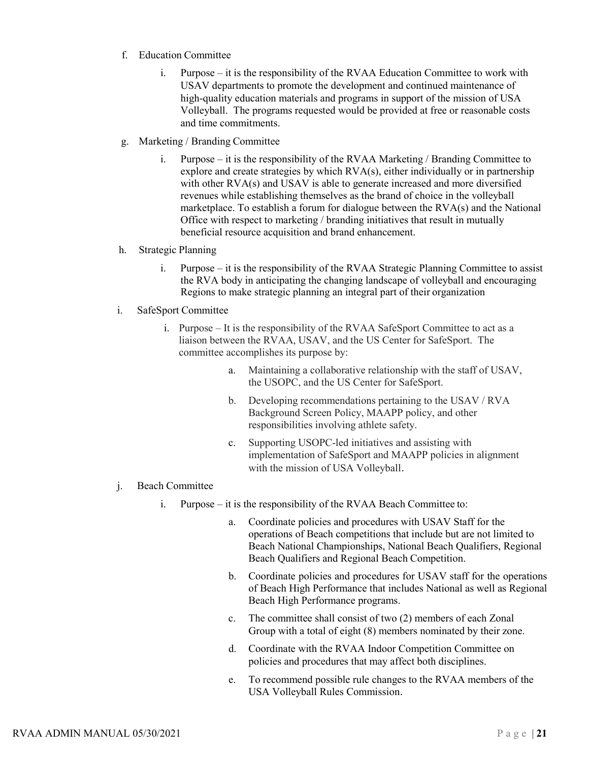f. Education Committee

   i. Purpose – it is the responsibility of the RVAA Education Committee to work with USAV departments to promote the development and continued maintenance of high-quality education materials and programs in support of the mission of USA Volleyball. The programs requested would be provided at free or reasonable costs and time commitments.

g. Marketing / Branding Committee

   i. Purpose – it is the responsibility of the RVAA Marketing / Branding Committee to explore and create strategies by which RVA(s), either individually or in partnership with other RVA(s) and USAV is able to generate increased and more diversified revenues while establishing themselves as the brand of choice in the volleyball marketplace. To establish a forum for dialogue between the RVA(s) and the National Office with respect to marketing / branding initiatives that result in mutually beneficial resource acquisition and brand enhancement.

h. Strategic Planning

   i. Purpose – it is the responsibility of the RVAA Strategic Planning Committee to assist the RVA body in anticipating the changing landscape of volleyball and encouraging Regions to make strategic planning an integral part of their organization

i. SafeSport Committee

   i. Purpose – It is the responsibility of the RVAA SafeSport Committee to act as a liaison between the RVAA, USAV, and the US Center for SafeSport. The committee accomplishes its purpose by:

      a. Maintaining a collaborative relationship with the staff of USAV, the USOPC, and the US Center for SafeSport.

      b. Developing recommendations pertaining to the USAV / RVA Background Screen Policy, MAAPP policy, and other responsibilities involving athlete safety.

      c. Supporting USOPC-led initiatives and assisting with implementation of SafeSport and MAAPP policies in alignment with the mission of USA Volleyball.

j. Beach Committee

   i. Purpose – it is the responsibility of the RVAA Beach Committee to:

      a. Coordinate policies and procedures with USAV Staff for the operations of Beach competitions that include but are not limited to Beach National Championships, National Beach Qualifiers, Regional Beach Qualifiers and Regional Beach Competition.

      b. Coordinate policies and procedures for USAV staff for the operations of Beach High Performance that includes National as well as Regional Beach High Performance programs.

      c. The committee shall consist of two (2) members of each Zonal Group with a total of eight (8) members nominated by their zone.

      d. Coordinate with the RVAA Indoor Competition Committee on policies and procedures that may affect both disciplines.

      e. To recommend possible rule changes to the RVAA members of the USA Volleyball Rules Commission.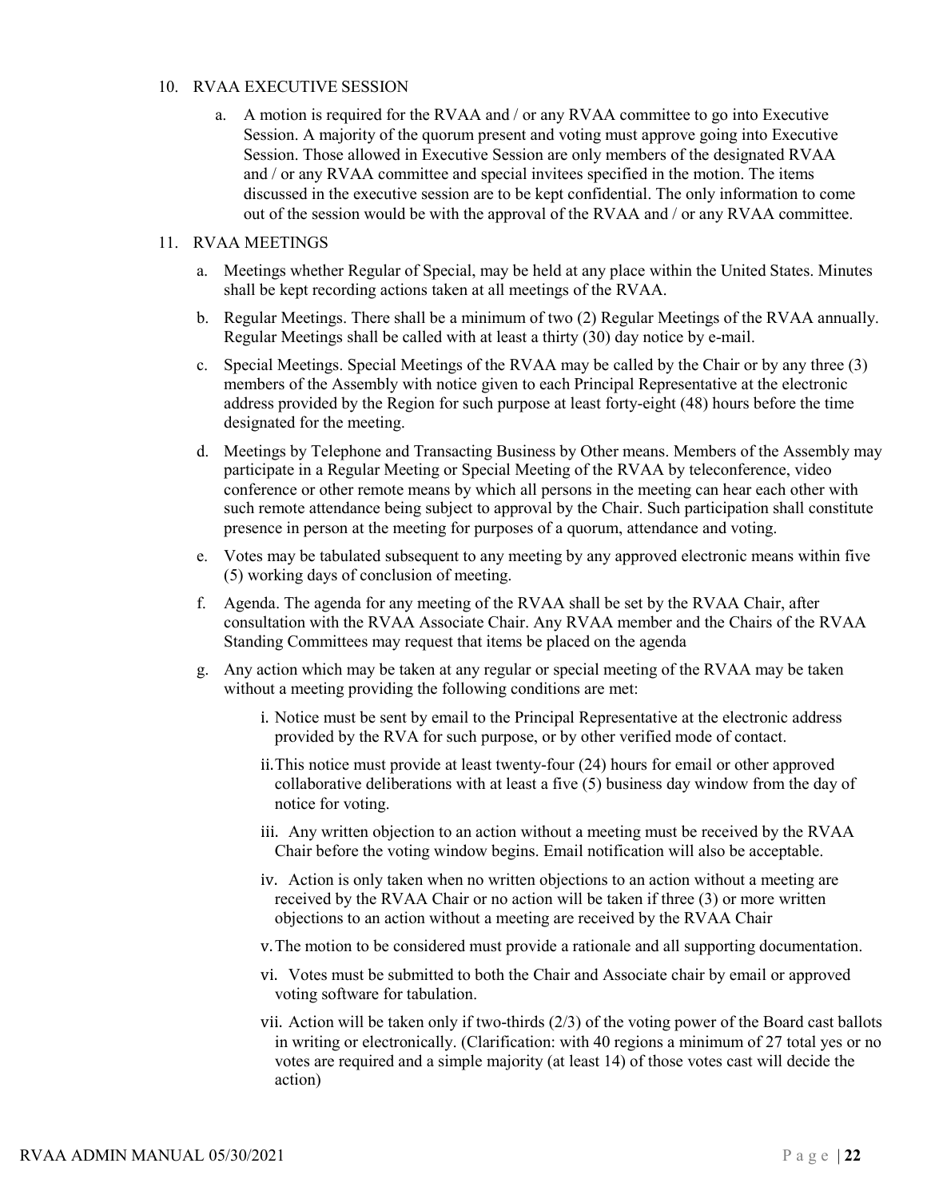10. RVAA EXECUTIVE SESSION

    a. A motion is required for the RVAA and / or any RVAA committee to go into Executive Session. A majority of the quorum present and voting must approve going into Executive Session. Those allowed in Executive Session are only members of the designated RVAA and / or any RVAA committee and special invitees specified in the motion. The items discussed in the executive session are to be kept confidential. The only information to come out of the session would be with the approval of the RVAA and / or any RVAA committee.

11. RVAA MEETINGS

    a. Meetings whether Regular of Special, may be held at any place within the United States. Minutes shall be kept recording actions taken at all meetings of the RVAA.

    b. Regular Meetings. There shall be a minimum of two (2) Regular Meetings of the RVAA annually. Regular Meetings shall be called with at least a thirty (30) day notice by e-mail.

    c. Special Meetings. Special Meetings of the RVAA may be called by the Chair or by any three (3) members of the Assembly with notice given to each Principal Representative at the electronic address provided by the Region for such purpose at least forty-eight (48) hours before the time designated for the meeting.

    d. Meetings by Telephone and Transacting Business by Other means. Members of the Assembly may participate in a Regular Meeting or Special Meeting of the RVAA by teleconference, video conference or other remote means by which all persons in the meeting can hear each other with such remote attendance being subject to approval by the Chair. Such participation shall constitute presence in person at the meeting for purposes of a quorum, attendance and voting.

    e. Votes may be tabulated subsequent to any meeting by any approved electronic means within five (5) working days of conclusion of meeting.

    f. Agenda. The agenda for any meeting of the RVAA shall be set by the RVAA Chair, after consultation with the RVAA Associate Chair. Any RVAA member and the Chairs of the RVAA Standing Committees may request that items be placed on the agenda

    g. Any action which may be taken at any regular or special meeting of the RVAA may be taken without a meeting providing the following conditions are met:

        i. Notice must be sent by email to the Principal Representative at the electronic address provided by the RVA for such purpose, or by other verified mode of contact.

        ii. This notice must provide at least twenty-four (24) hours for email or other approved collaborative deliberations with at least a five (5) business day window from the day of notice for voting.

        iii. Any written objection to an action without a meeting must be received by the RVAA Chair before the voting window begins. Email notification will also be acceptable.

        iv. Action is only taken when no written objections to an action without a meeting are received by the RVAA Chair or no action will be taken if three (3) or more written objections to an action without a meeting are received by the RVAA Chair

        v. The motion to be considered must provide a rationale and all supporting documentation.

        vi. Votes must be submitted to both the Chair and Associate chair by email or approved voting software for tabulation.

        vii. Action will be taken only if two-thirds (2/3) of the voting power of the Board cast ballots in writing or electronically. (Clarification: with 40 regions a minimum of 27 total yes or no votes are required and a simple majority (at least 14) of those votes cast will decide the action)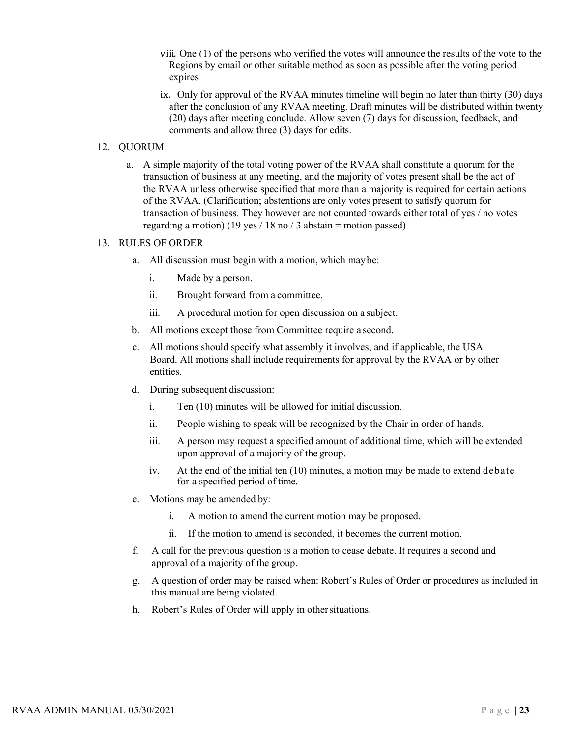viii. One (1) of the persons who verified the votes will announce the results of the vote to the Regions by email or other suitable method as soon as possible after the voting period expires

ix. Only for approval of the RVAA minutes timeline will begin no later than thirty (30) days after the conclusion of any RVAA meeting. Draft minutes will be distributed within twenty (20) days after meeting conclude. Allow seven (7) days for discussion, feedback, and comments and allow three (3) days for edits.

12. QUORUM

   a. A simple majority of the total voting power of the RVAA shall constitute a quorum for the transaction of business at any meeting, and the majority of votes present shall be the act of the RVAA unless otherwise specified that more than a majority is required for certain actions of the RVAA. (Clarification; abstentions are only votes present to satisfy quorum for transaction of business. They however are not counted towards either total of yes / no votes regarding a motion) (19 yes / 18 no / 3 abstain = motion passed)

13. RULES OF ORDER

   a. All discussion must begin with a motion, which may be:

      i. Made by a person.

      ii. Brought forward from a committee.

      iii. A procedural motion for open discussion on a subject.

   b. All motions except those from Committee require a second.

   c. All motions should specify what assembly it involves, and if applicable, the USA Board. All motions shall include requirements for approval by the RVAA or by other entities.

   d. During subsequent discussion:

      i. Ten (10) minutes will be allowed for initial discussion.

      ii. People wishing to speak will be recognized by the Chair in order of hands.

      iii. A person may request a specified amount of additional time, which will be extended upon approval of a majority of the group.

      iv. At the end of the initial ten (10) minutes, a motion may be made to extend debate for a specified period of time.

   e. Motions may be amended by:

      i. A motion to amend the current motion may be proposed.

      ii. If the motion to amend is seconded, it becomes the current motion.

   f. A call for the previous question is a motion to cease debate. It requires a second and approval of a majority of the group.

   g. A question of order may be raised when: Robert's Rules of Order or procedures as included in this manual are being violated.

   h. Robert's Rules of Order will apply in other situations.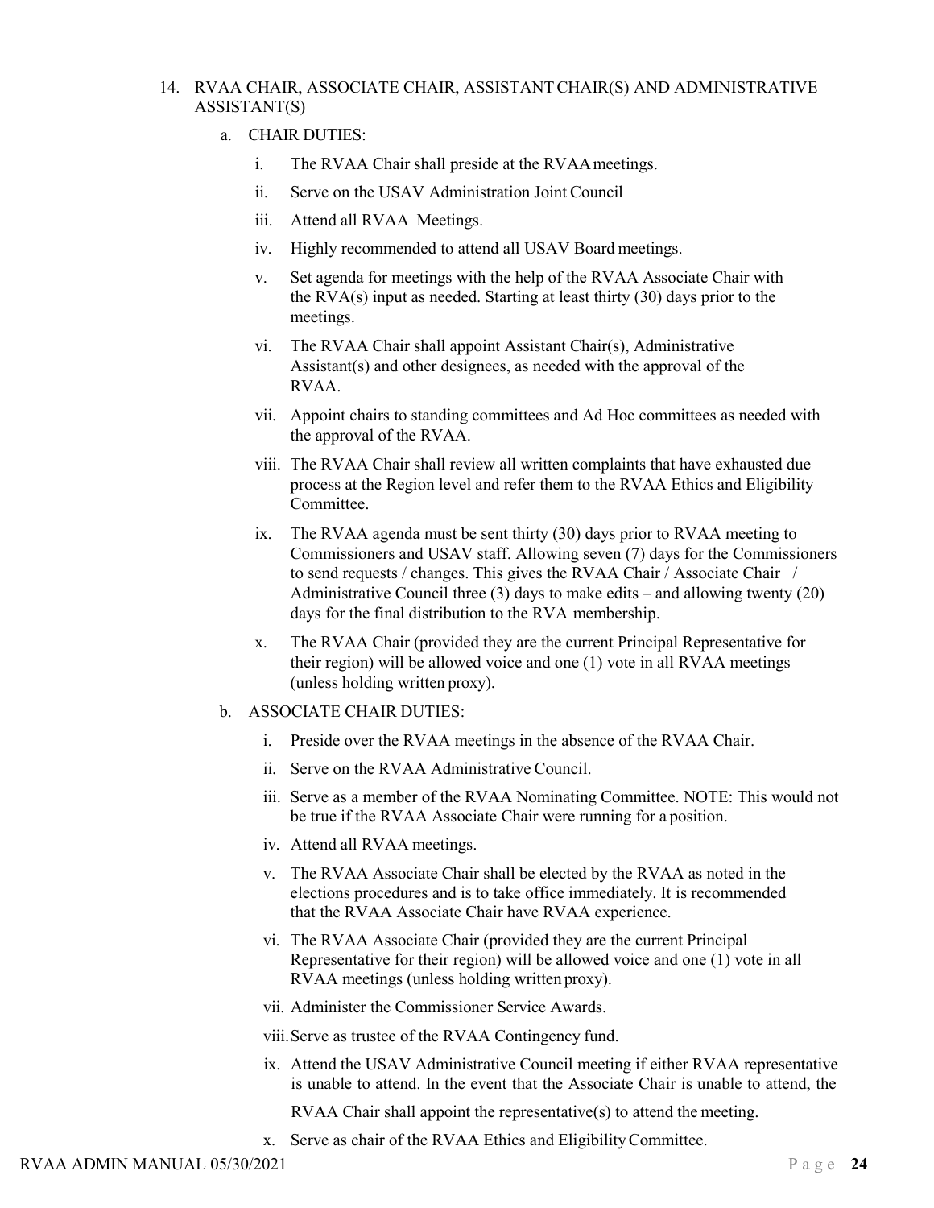14. RVAA CHAIR, ASSOCIATE CHAIR, ASSISTANT CHAIR(S) AND ADMINISTRATIVE ASSISTANT(S)

    a. CHAIR DUTIES:

        i. The RVAA Chair shall preside at the RVAA meetings.

        ii. Serve on the USAV Administration Joint Council

        iii. Attend all RVAA Meetings.

        iv. Highly recommended to attend all USAV Board meetings.

        v. Set agenda for meetings with the help of the RVAA Associate Chair with the RVA(s) input as needed. Starting at least thirty (30) days prior to the meetings.

        vi. The RVAA Chair shall appoint Assistant Chair(s), Administrative Assistant(s) and other designees, as needed with the approval of the RVAA.

        vii. Appoint chairs to standing committees and Ad Hoc committees as needed with the approval of the RVAA.

        viii. The RVAA Chair shall review all written complaints that have exhausted due process at the Region level and refer them to the RVAA Ethics and Eligibility Committee.

        ix. The RVAA agenda must be sent thirty (30) days prior to RVAA meeting to Commissioners and USAV staff. Allowing seven (7) days for the Commissioners to send requests / changes. This gives the RVAA Chair / Associate Chair / Administrative Council three (3) days to make edits – and allowing twenty (20) days for the final distribution to the RVA membership.

        x. The RVAA Chair (provided they are the current Principal Representative for their region) will be allowed voice and one (1) vote in all RVAA meetings (unless holding written proxy).

    b. ASSOCIATE CHAIR DUTIES:

        i. Preside over the RVAA meetings in the absence of the RVAA Chair.

        ii. Serve on the RVAA Administrative Council.

        iii. Serve as a member of the RVAA Nominating Committee. NOTE: This would not be true if the RVAA Associate Chair were running for a position.

        iv. Attend all RVAA meetings.

        v. The RVAA Associate Chair shall be elected by the RVAA as noted in the elections procedures and is to take office immediately. It is recommended that the RVAA Associate Chair have RVAA experience.

        vi. The RVAA Associate Chair (provided they are the current Principal Representative for their region) will be allowed voice and one (1) vote in all RVAA meetings (unless holding written proxy).

        vii. Administer the Commissioner Service Awards.

        viii. Serve as trustee of the RVAA Contingency fund.

        ix. Attend the USAV Administrative Council meeting if either RVAA representative is unable to attend. In the event that the Associate Chair is unable to attend, the RVAA Chair shall appoint the representative(s) to attend the meeting.

        x. Serve as chair of the RVAA Ethics and Eligibility Committee.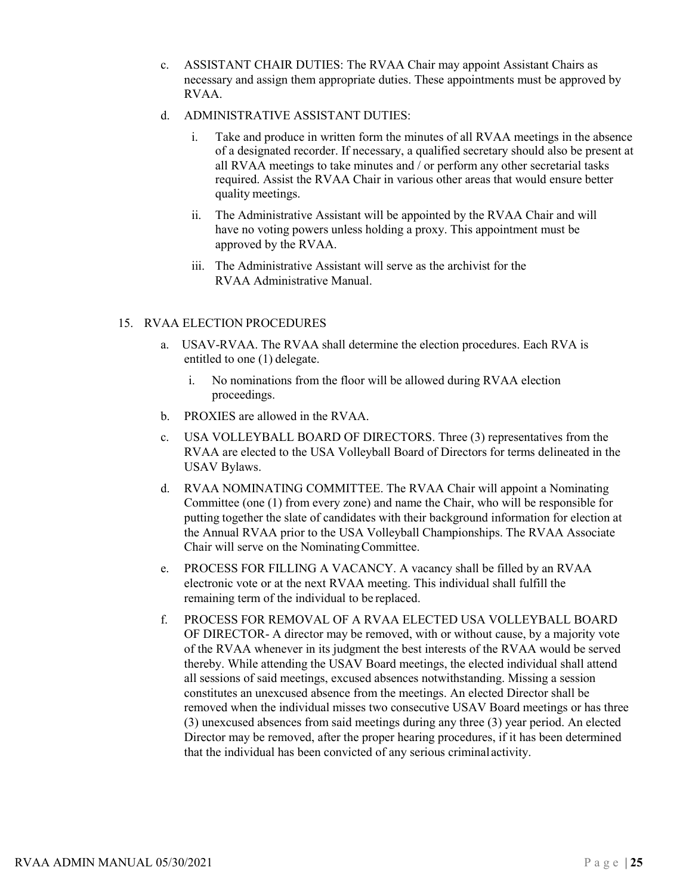c. ASSISTANT CHAIR DUTIES: The RVAA Chair may appoint Assistant Chairs as necessary and assign them appropriate duties. These appointments must be approved by RVAA.

d. ADMINISTRATIVE ASSISTANT DUTIES:

   i. Take and produce in written form the minutes of all RVAA meetings in the absence of a designated recorder. If necessary, a qualified secretary should also be present at all RVAA meetings to take minutes and / or perform any other secretarial tasks required. Assist the RVAA Chair in various other areas that would ensure better quality meetings.

   ii. The Administrative Assistant will be appointed by the RVAA Chair and will have no voting powers unless holding a proxy. This appointment must be approved by the RVAA.

   iii. The Administrative Assistant will serve as the archivist for the RVAA Administrative Manual.

15. RVAA ELECTION PROCEDURES

   a. USAV-RVAA. The RVAA shall determine the election procedures. Each RVA is entitled to one (1) delegate.

      i. No nominations from the floor will be allowed during RVAA election proceedings.

   b. PROXIES are allowed in the RVAA.

   c. USA VOLLEYBALL BOARD OF DIRECTORS. Three (3) representatives from the RVAA are elected to the USA Volleyball Board of Directors for terms delineated in the USAV Bylaws.

   d. RVAA NOMINATING COMMITTEE. The RVAA Chair will appoint a Nominating Committee (one (1) from every zone) and name the Chair, who will be responsible for putting together the slate of candidates with their background information for election at the Annual RVAA prior to the USA Volleyball Championships. The RVAA Associate Chair will serve on the Nominating Committee.

   e. PROCESS FOR FILLING A VACANCY. A vacancy shall be filled by an RVAA electronic vote or at the next RVAA meeting. This individual shall fulfill the remaining term of the individual to be replaced.

   f. PROCESS FOR REMOVAL OF A RVAA ELECTED USA VOLLEYBALL BOARD OF DIRECTOR- A director may be removed, with or without cause, by a majority vote of the RVAA whenever in its judgment the best interests of the RVAA would be served thereby. While attending the USAV Board meetings, the elected individual shall attend all sessions of said meetings, excused absences notwithstanding. Missing a session constitutes an unexcused absence from the meetings. An elected Director shall be removed when the individual misses two consecutive USAV Board meetings or has three (3) unexcused absences from said meetings during any three (3) year period. An elected Director may be removed, after the proper hearing procedures, if it has been determined that the individual has been convicted of any serious criminal activity.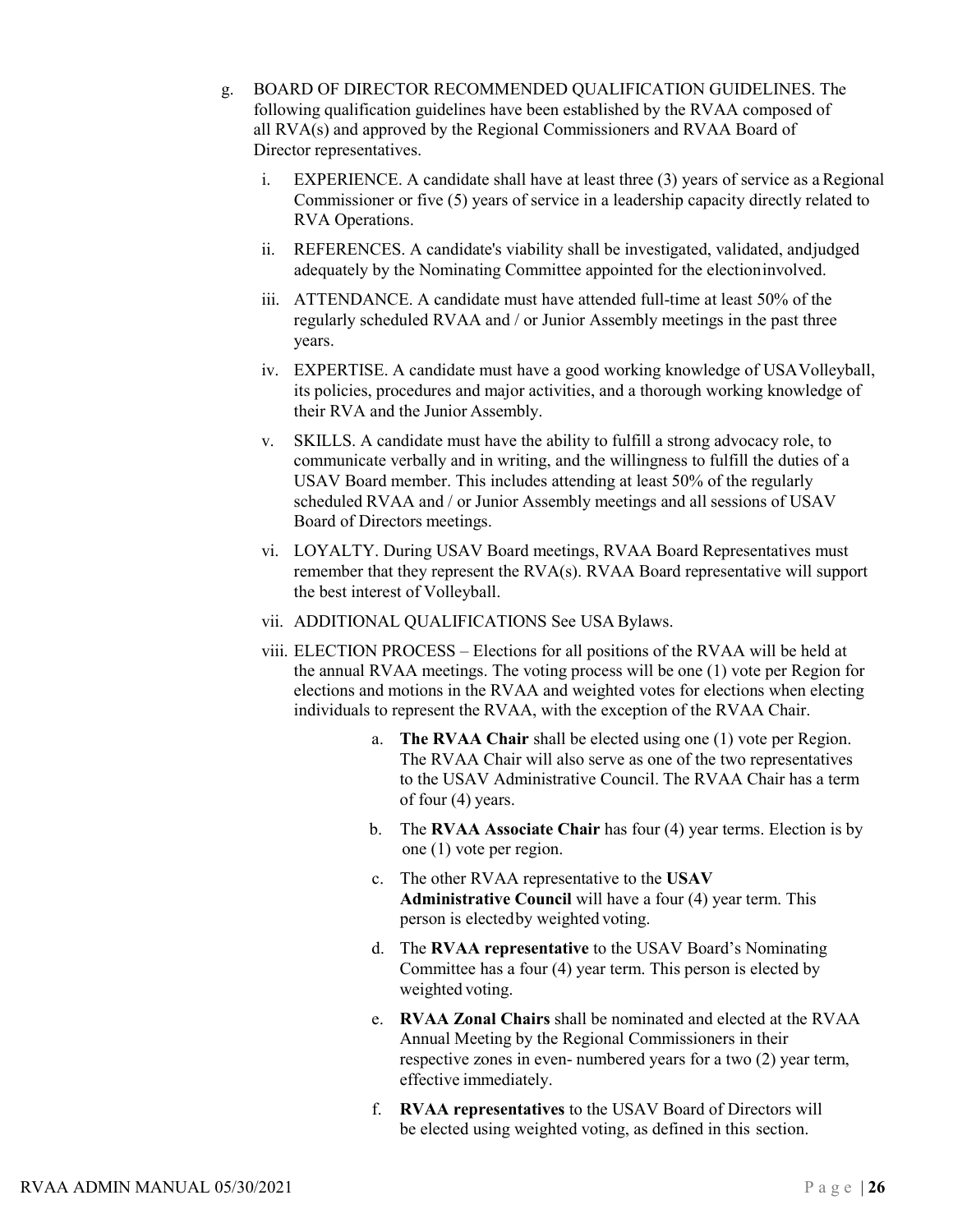g. BOARD OF DIRECTOR RECOMMENDED QUALIFICATION GUIDELINES. The following qualification guidelines have been established by the RVAA composed of all RVA(s) and approved by the Regional Commissioners and RVAA Board of Director representatives.

   i. EXPERIENCE. A candidate shall have at least three (3) years of service as a Regional Commissioner or five (5) years of service in a leadership capacity directly related to RVA Operations.

   ii. REFERENCES. A candidate's viability shall be investigated, validated, andjudged adequately by the Nominating Committee appointed for the electioninvolved.

   iii. ATTENDANCE. A candidate must have attended full-time at least 50% of the regularly scheduled RVAA and / or Junior Assembly meetings in the past three years.

   iv. EXPERTISE. A candidate must have a good working knowledge of USAVolleyball, its policies, procedures and major activities, and a thorough working knowledge of their RVA and the Junior Assembly.

   v. SKILLS. A candidate must have the ability to fulfill a strong advocacy role, to communicate verbally and in writing, and the willingness to fulfill the duties of a USAV Board member. This includes attending at least 50% of the regularly scheduled RVAA and / or Junior Assembly meetings and all sessions of USAV Board of Directors meetings.

   vi. LOYALTY. During USAV Board meetings, RVAA Board Representatives must remember that they represent the RVA(s). RVAA Board representative will support the best interest of Volleyball.

   vii. ADDITIONAL QUALIFICATIONS See USA Bylaws.

   viii. ELECTION PROCESS – Elections for all positions of the RVAA will be held at the annual RVAA meetings. The voting process will be one (1) vote per Region for elections and motions in the RVAA and weighted votes for elections when electing individuals to represent the RVAA, with the exception of the RVAA Chair.

      a. **The RVAA Chair** shall be elected using one (1) vote per Region. The RVAA Chair will also serve as one of the two representatives to the USAV Administrative Council. The RVAA Chair has a term of four (4) years.

      b. The **RVAA Associate Chair** has four (4) year terms. Election is by one (1) vote per region.

      c. The other RVAA representative to the **USAV Administrative Council** will have a four (4) year term. This person is electedby weighted voting.

      d. The **RVAA representative** to the USAV Board's Nominating Committee has a four (4) year term. This person is elected by weighted voting.

      e. **RVAA Zonal Chairs** shall be nominated and elected at the RVAA Annual Meeting by the Regional Commissioners in their respective zones in even- numbered years for a two (2) year term, effective immediately.

      f. **RVAA representatives** to the USAV Board of Directors will be elected using weighted voting, as defined in this section.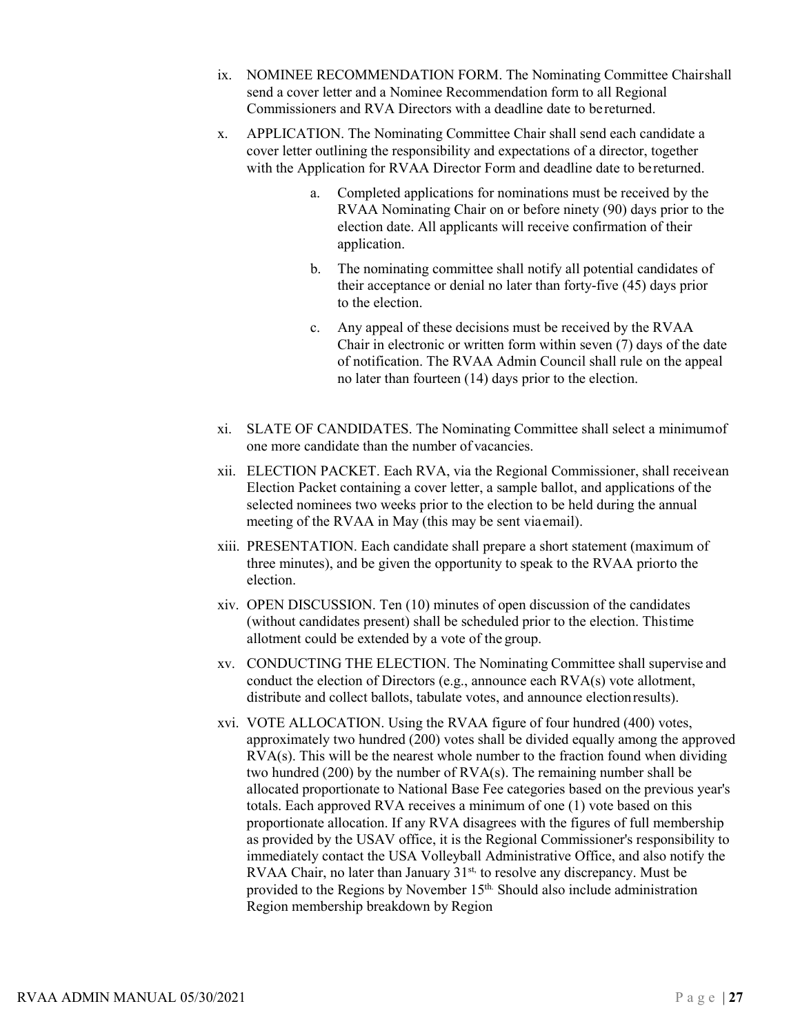ix. NOMINEE RECOMMENDATION FORM. The Nominating Committee Chair shall send a cover letter and a Nominee Recommendation form to all Regional Commissioners and RVA Directors with a deadline date to be returned.

x. APPLICATION. The Nominating Committee Chair shall send each candidate a cover letter outlining the responsibility and expectations of a director, together with the Application for RVAA Director Form and deadline date to be returned.

   a. Completed applications for nominations must be received by the RVAA Nominating Chair on or before ninety (90) days prior to the election date. All applicants will receive confirmation of their application.

   b. The nominating committee shall notify all potential candidates of their acceptance or denial no later than forty-five (45) days prior to the election.

   c. Any appeal of these decisions must be received by the RVAA Chair in electronic or written form within seven (7) days of the date of notification. The RVAA Admin Council shall rule on the appeal no later than fourteen (14) days prior to the election.

xi. SLATE OF CANDIDATES. The Nominating Committee shall select a minimum of one more candidate than the number of vacancies.

xii. ELECTION PACKET. Each RVA, via the Regional Commissioner, shall receive an Election Packet containing a cover letter, a sample ballot, and applications of the selected nominees two weeks prior to the election to be held during the annual meeting of the RVAA in May (this may be sent via email).

xiii. PRESENTATION. Each candidate shall prepare a short statement (maximum of three minutes), and be given the opportunity to speak to the RVAA prior to the election.

xiv. OPEN DISCUSSION. Ten (10) minutes of open discussion of the candidates (without candidates present) shall be scheduled prior to the election. This time allotment could be extended by a vote of the group.

xv. CONDUCTING THE ELECTION. The Nominating Committee shall supervise and conduct the election of Directors (e.g., announce each RVA(s) vote allotment, distribute and collect ballots, tabulate votes, and announce election results).

xvi. VOTE ALLOCATION. Using the RVAA figure of four hundred (400) votes, approximately two hundred (200) votes shall be divided equally among the approved RVA(s). This will be the nearest whole number to the fraction found when dividing two hundred (200) by the number of RVA(s). The remaining number shall be allocated proportionate to National Base Fee categories based on the previous year's totals. Each approved RVA receives a minimum of one (1) vote based on this proportionate allocation. If any RVA disagrees with the figures of full membership as provided by the USAV office, it is the Regional Commissioner's responsibility to immediately contact the USA Volleyball Administrative Office, and also notify the RVAA Chair, no later than January 31st, to resolve any discrepancy. Must be provided to the Regions by November 15th. Should also include administration Region membership breakdown by Region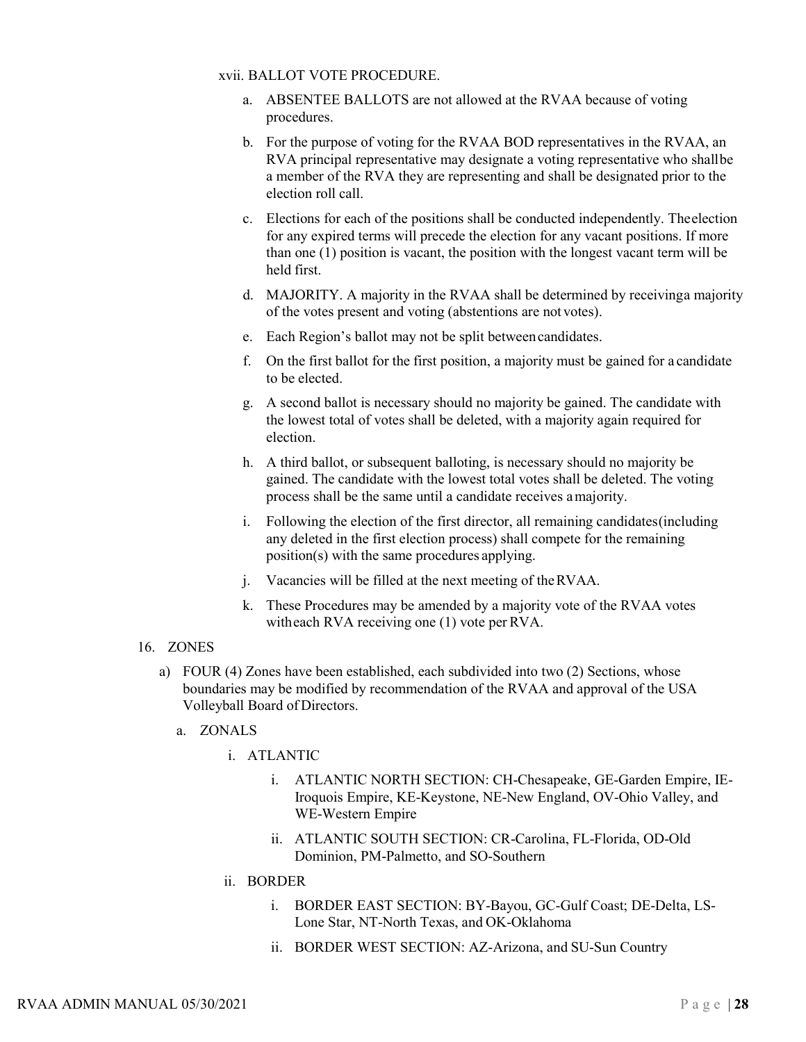xvii. BALLOT VOTE PROCEDURE.

a. ABSENTEE BALLOTS are not allowed at the RVAA because of voting procedures.

b. For the purpose of voting for the RVAA BOD representatives in the RVAA, an RVA principal representative may designate a voting representative who shall be a member of the RVA they are representing and shall be designated prior to the election roll call.

c. Elections for each of the positions shall be conducted independently. The election for any expired terms will precede the election for any vacant positions. If more than one (1) position is vacant, the position with the longest vacant term will be held first.

d. MAJORITY. A majority in the RVAA shall be determined by receiving a majority of the votes present and voting (abstentions are not votes).

e. Each Region's ballot may not be split between candidates.

f. On the first ballot for the first position, a majority must be gained for a candidate to be elected.

g. A second ballot is necessary should no majority be gained. The candidate with the lowest total of votes shall be deleted, with a majority again required for election.

h. A third ballot, or subsequent balloting, is necessary should no majority be gained. The candidate with the lowest total votes shall be deleted. The voting process shall be the same until a candidate receives a majority.

i. Following the election of the first director, all remaining candidates (including any deleted in the first election process) shall compete for the remaining position(s) with the same procedures applying.

j. Vacancies will be filled at the next meeting of the RVAA.

k. These Procedures may be amended by a majority vote of the RVAA votes with each RVA receiving one (1) vote per RVA.

16. ZONES

a) FOUR (4) Zones have been established, each subdivided into two (2) Sections, whose boundaries may be modified by recommendation of the RVAA and approval of the USA Volleyball Board of Directors.

a. ZONALS

i. ATLANTIC

i. ATLANTIC NORTH SECTION: CH-Chesapeake, GE-Garden Empire, IE-Iroquois Empire, KE-Keystone, NE-New England, OV-Ohio Valley, and WE-Western Empire

ii. ATLANTIC SOUTH SECTION: CR-Carolina, FL-Florida, OD-Old Dominion, PM-Palmetto, and SO-Southern

ii. BORDER

i. BORDER EAST SECTION: BY-Bayou, GC-Gulf Coast; DE-Delta, LS-Lone Star, NT-North Texas, and OK-Oklahoma

ii. BORDER WEST SECTION: AZ-Arizona, and SU-Sun Country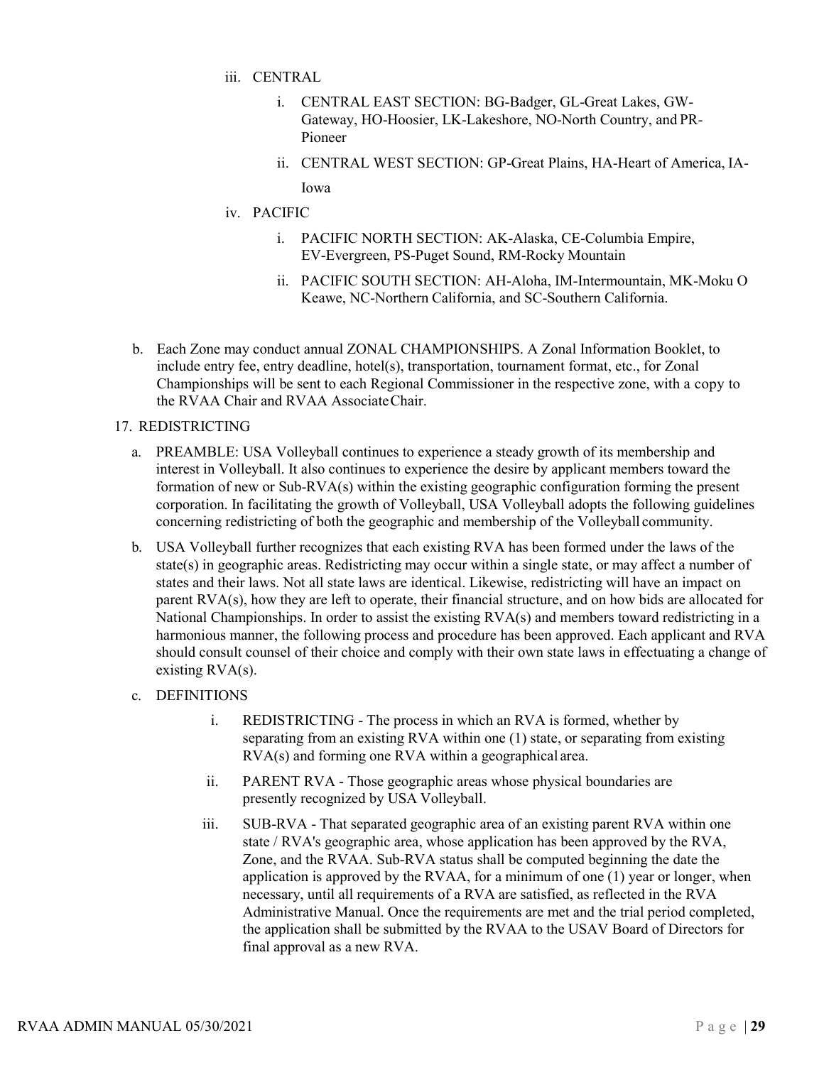iii. CENTRAL

   i. CENTRAL EAST SECTION: BG-Badger, GL-Great Lakes, GW-Gateway, HO-Hoosier, LK-Lakeshore, NO-North Country, and PR-Pioneer

   ii. CENTRAL WEST SECTION: GP-Great Plains, HA-Heart of America, IA-Iowa

iv. PACIFIC

   i. PACIFIC NORTH SECTION: AK-Alaska, CE-Columbia Empire, EV-Evergreen, PS-Puget Sound, RM-Rocky Mountain

   ii. PACIFIC SOUTH SECTION: AH-Aloha, IM-Intermountain, MK-Moku O Keawe, NC-Northern California, and SC-Southern California.

b. Each Zone may conduct annual ZONAL CHAMPIONSHIPS. A Zonal Information Booklet, to include entry fee, entry deadline, hotel(s), transportation, tournament format, etc., for Zonal Championships will be sent to each Regional Commissioner in the respective zone, with a copy to the RVAA Chair and RVAA Associate Chair.

17. REDISTRICTING

a. PREAMBLE: USA Volleyball continues to experience a steady growth of its membership and interest in Volleyball. It also continues to experience the desire by applicant members toward the formation of new or Sub-RVA(s) within the existing geographic configuration forming the present corporation. In facilitating the growth of Volleyball, USA Volleyball adopts the following guidelines concerning redistricting of both the geographic and membership of the Volleyball community.

b. USA Volleyball further recognizes that each existing RVA has been formed under the laws of the state(s) in geographic areas. Redistricting may occur within a single state, or may affect a number of states and their laws. Not all state laws are identical. Likewise, redistricting will have an impact on parent RVA(s), how they are left to operate, their financial structure, and on how bids are allocated for National Championships. In order to assist the existing RVA(s) and members toward redistricting in a harmonious manner, the following process and procedure has been approved. Each applicant and RVA should consult counsel of their choice and comply with their own state laws in effectuating a change of existing RVA(s).

c. DEFINITIONS

   i. REDISTRICTING - The process in which an RVA is formed, whether by separating from an existing RVA within one (1) state, or separating from existing RVA(s) and forming one RVA within a geographical area.

   ii. PARENT RVA - Those geographic areas whose physical boundaries are presently recognized by USA Volleyball.

   iii. SUB-RVA - That separated geographic area of an existing parent RVA within one state / RVA's geographic area, whose application has been approved by the RVA, Zone, and the RVAA. Sub-RVA status shall be computed beginning the date the application is approved by the RVAA, for a minimum of one (1) year or longer, when necessary, until all requirements of a RVA are satisfied, as reflected in the RVA Administrative Manual. Once the requirements are met and the trial period completed, the application shall be submitted by the RVAA to the USAV Board of Directors for final approval as a new RVA.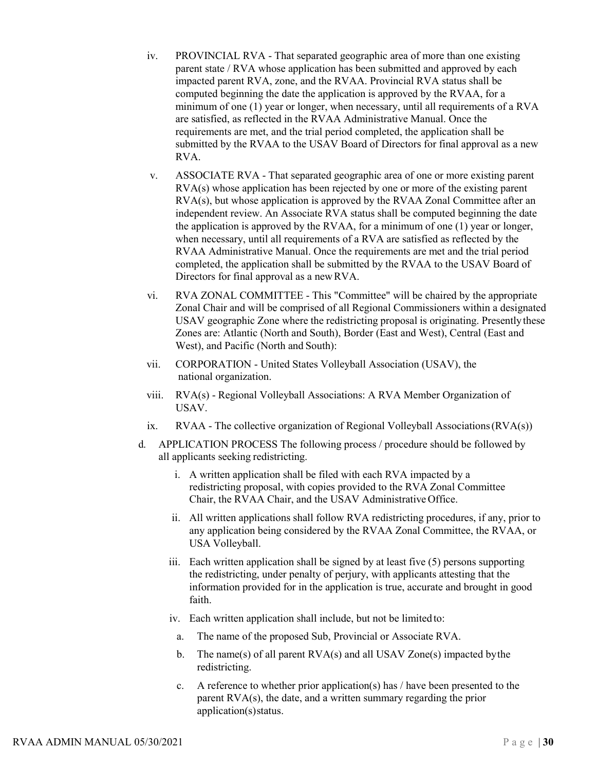iv. PROVINCIAL RVA - That separated geographic area of more than one existing parent state / RVA whose application has been submitted and approved by each impacted parent RVA, zone, and the RVAA. Provincial RVA status shall be computed beginning the date the application is approved by the RVAA, for a minimum of one (1) year or longer, when necessary, until all requirements of a RVA are satisfied, as reflected in the RVAA Administrative Manual. Once the requirements are met, and the trial period completed, the application shall be submitted by the RVAA to the USAV Board of Directors for final approval as a new RVA.

v. ASSOCIATE RVA - That separated geographic area of one or more existing parent RVA(s) whose application has been rejected by one or more of the existing parent RVA(s), but whose application is approved by the RVAA Zonal Committee after an independent review. An Associate RVA status shall be computed beginning the date the application is approved by the RVAA, for a minimum of one (1) year or longer, when necessary, until all requirements of a RVA are satisfied as reflected by the RVAA Administrative Manual. Once the requirements are met and the trial period completed, the application shall be submitted by the RVAA to the USAV Board of Directors for final approval as a new RVA.

vi. RVA ZONAL COMMITTEE - This "Committee" will be chaired by the appropriate Zonal Chair and will be comprised of all Regional Commissioners within a designated USAV geographic Zone where the redistricting proposal is originating. Presently these Zones are: Atlantic (North and South), Border (East and West), Central (East and West), and Pacific (North and South):

vii. CORPORATION - United States Volleyball Association (USAV), the national organization.

viii. RVA(s) - Regional Volleyball Associations: A RVA Member Organization of USAV.

ix. RVAA - The collective organization of Regional Volleyball Associations (RVA(s))

d. APPLICATION PROCESS The following process / procedure should be followed by all applicants seeking redistricting.

i. A written application shall be filed with each RVA impacted by a redistricting proposal, with copies provided to the RVA Zonal Committee Chair, the RVAA Chair, and the USAV Administrative Office.

ii. All written applications shall follow RVA redistricting procedures, if any, prior to any application being considered by the RVAA Zonal Committee, the RVAA, or USA Volleyball.

iii. Each written application shall be signed by at least five (5) persons supporting the redistricting, under penalty of perjury, with applicants attesting that the information provided for in the application is true, accurate and brought in good faith.

iv. Each written application shall include, but not be limited to:

a. The name of the proposed Sub, Provincial or Associate RVA.

b. The name(s) of all parent RVA(s) and all USAV Zone(s) impacted by the redistricting.

c. A reference to whether prior application(s) has / have been presented to the parent RVA(s), the date, and a written summary regarding the prior application(s) status.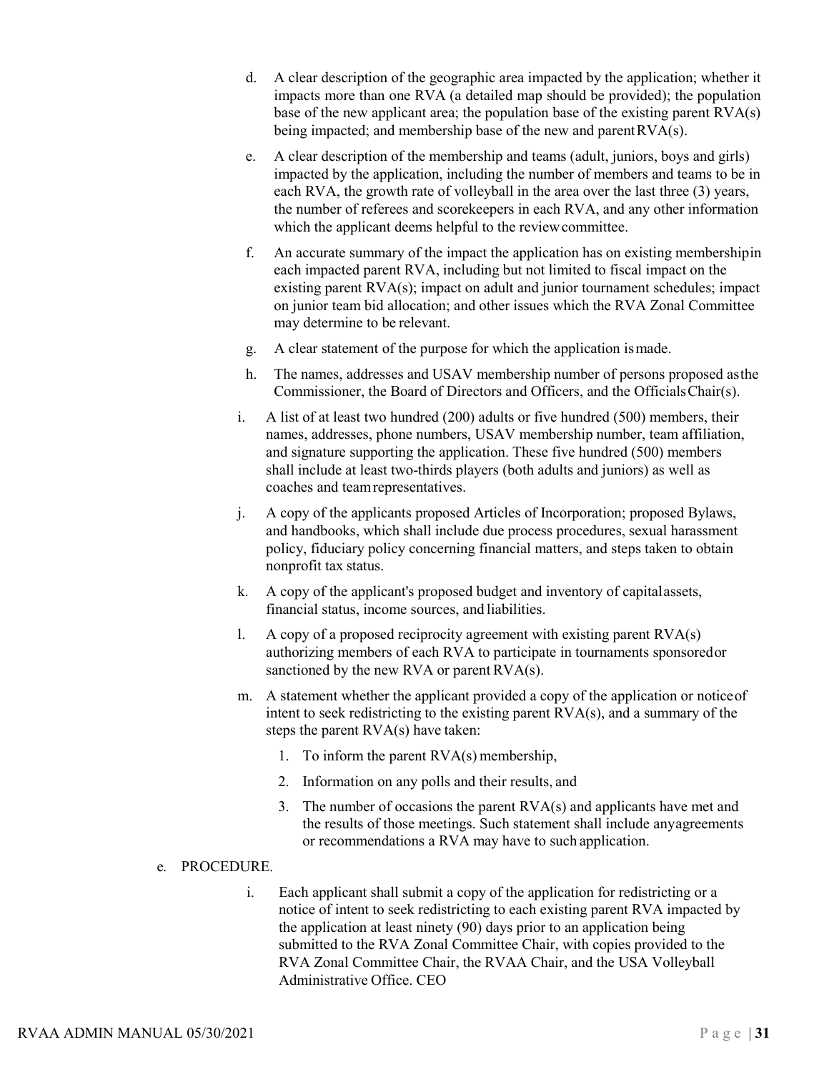d. A clear description of the geographic area impacted by the application; whether it impacts more than one RVA (a detailed map should be provided); the population base of the new applicant area; the population base of the existing parent RVA(s) being impacted; and membership base of the new and parent RVA(s).

e. A clear description of the membership and teams (adult, juniors, boys and girls) impacted by the application, including the number of members and teams to be in each RVA, the growth rate of volleyball in the area over the last three (3) years, the number of referees and scorekeepers in each RVA, and any other information which the applicant deems helpful to the review committee.

f. An accurate summary of the impact the application has on existing membership in each impacted parent RVA, including but not limited to fiscal impact on the existing parent RVA(s); impact on adult and junior tournament schedules; impact on junior team bid allocation; and other issues which the RVA Zonal Committee may determine to be relevant.

g. A clear statement of the purpose for which the application is made.

h. The names, addresses and USAV membership number of persons proposed as the Commissioner, the Board of Directors and Officers, and the Officials Chair(s).

i. A list of at least two hundred (200) adults or five hundred (500) members, their names, addresses, phone numbers, USAV membership number, team affiliation, and signature supporting the application. These five hundred (500) members shall include at least two-thirds players (both adults and juniors) as well as coaches and team representatives.

j. A copy of the applicants proposed Articles of Incorporation; proposed Bylaws, and handbooks, which shall include due process procedures, sexual harassment policy, fiduciary policy concerning financial matters, and steps taken to obtain nonprofit tax status.

k. A copy of the applicant's proposed budget and inventory of capital assets, financial status, income sources, and liabilities.

l. A copy of a proposed reciprocity agreement with existing parent RVA(s) authorizing members of each RVA to participate in tournaments sponsored or sanctioned by the new RVA or parent RVA(s).

m. A statement whether the applicant provided a copy of the application or notice of intent to seek redistricting to the existing parent RVA(s), and a summary of the steps the parent RVA(s) have taken:

   1. To inform the parent RVA(s) membership,
   2. Information on any polls and their results, and
   3. The number of occasions the parent RVA(s) and applicants have met and the results of those meetings. Such statement shall include any agreements or recommendations a RVA may have to such application.

e. PROCEDURE.

   i. Each applicant shall submit a copy of the application for redistricting or a notice of intent to seek redistricting to each existing parent RVA impacted by the application at least ninety (90) days prior to an application being submitted to the RVA Zonal Committee Chair, with copies provided to the RVA Zonal Committee Chair, the RVAA Chair, and the USA Volleyball Administrative Office. CEO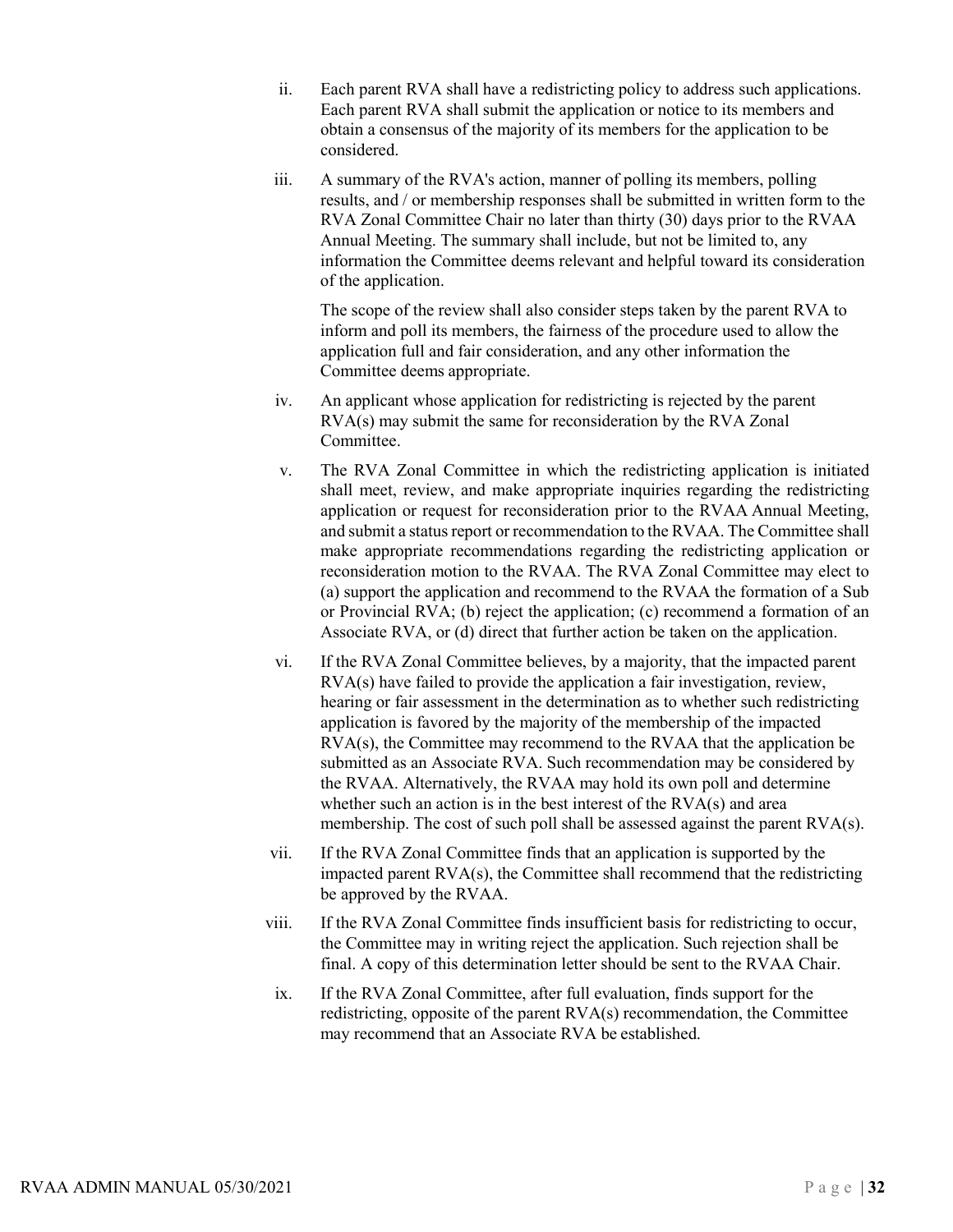ii. Each parent RVA shall have a redistricting policy to address such applications. Each parent RVA shall submit the application or notice to its members and obtain a consensus of the majority of its members for the application to be considered.

iii. A summary of the RVA's action, manner of polling its members, polling results, and / or membership responses shall be submitted in written form to the RVA Zonal Committee Chair no later than thirty (30) days prior to the RVAA Annual Meeting. The summary shall include, but not be limited to, any information the Committee deems relevant and helpful toward its consideration of the application.

   The scope of the review shall also consider steps taken by the parent RVA to inform and poll its members, the fairness of the procedure used to allow the application full and fair consideration, and any other information the Committee deems appropriate.

iv. An applicant whose application for redistricting is rejected by the parent RVA(s) may submit the same for reconsideration by the RVA Zonal Committee.

v. The RVA Zonal Committee in which the redistricting application is initiated shall meet, review, and make appropriate inquiries regarding the redistricting application or request for reconsideration prior to the RVAA Annual Meeting, and submit a status report or recommendation to the RVAA. The Committee shall make appropriate recommendations regarding the redistricting application or reconsideration motion to the RVAA. The RVA Zonal Committee may elect to (a) support the application and recommend to the RVAA the formation of a Sub or Provincial RVA; (b) reject the application; (c) recommend a formation of an Associate RVA, or (d) direct that further action be taken on the application.

vi. If the RVA Zonal Committee believes, by a majority, that the impacted parent RVA(s) have failed to provide the application a fair investigation, review, hearing or fair assessment in the determination as to whether such redistricting application is favored by the majority of the membership of the impacted RVA(s), the Committee may recommend to the RVAA that the application be submitted as an Associate RVA. Such recommendation may be considered by the RVAA. Alternatively, the RVAA may hold its own poll and determine whether such an action is in the best interest of the RVA(s) and area membership. The cost of such poll shall be assessed against the parent RVA(s).

vii. If the RVA Zonal Committee finds that an application is supported by the impacted parent RVA(s), the Committee shall recommend that the redistricting be approved by the RVAA.

viii. If the RVA Zonal Committee finds insufficient basis for redistricting to occur, the Committee may in writing reject the application. Such rejection shall be final. A copy of this determination letter should be sent to the RVAA Chair.

ix. If the RVA Zonal Committee, after full evaluation, finds support for the redistricting, opposite of the parent RVA(s) recommendation, the Committee may recommend that an Associate RVA be established.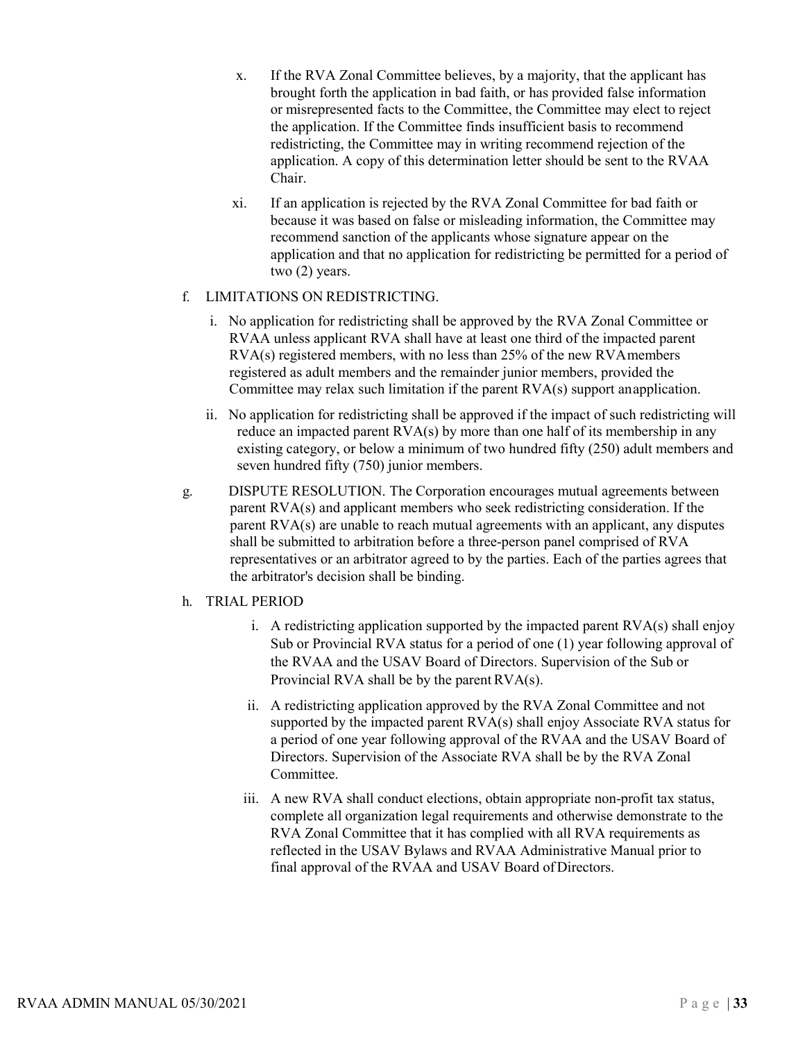x. If the RVA Zonal Committee believes, by a majority, that the applicant has brought forth the application in bad faith, or has provided false information or misrepresented facts to the Committee, the Committee may elect to reject the application. If the Committee finds insufficient basis to recommend redistricting, the Committee may in writing recommend rejection of the application. A copy of this determination letter should be sent to the RVAA Chair.

xi. If an application is rejected by the RVA Zonal Committee for bad faith or because it was based on false or misleading information, the Committee may recommend sanction of the applicants whose signature appear on the application and that no application for redistricting be permitted for a period of two (2) years.

f. LIMITATIONS ON REDISTRICTING.

i. No application for redistricting shall be approved by the RVA Zonal Committee or RVAA unless applicant RVA shall have at least one third of the impacted parent RVA(s) registered members, with no less than 25% of the new RVA members registered as adult members and the remainder junior members, provided the Committee may relax such limitation if the parent RVA(s) support an application.

ii. No application for redistricting shall be approved if the impact of such redistricting will reduce an impacted parent RVA(s) by more than one half of its membership in any existing category, or below a minimum of two hundred fifty (250) adult members and seven hundred fifty (750) junior members.

g. DISPUTE RESOLUTION. The Corporation encourages mutual agreements between parent RVA(s) and applicant members who seek redistricting consideration. If the parent RVA(s) are unable to reach mutual agreements with an applicant, any disputes shall be submitted to arbitration before a three-person panel comprised of RVA representatives or an arbitrator agreed to by the parties. Each of the parties agrees that the arbitrator's decision shall be binding.

h. TRIAL PERIOD

i. A redistricting application supported by the impacted parent RVA(s) shall enjoy Sub or Provincial RVA status for a period of one (1) year following approval of the RVAA and the USAV Board of Directors. Supervision of the Sub or Provincial RVA shall be by the parent RVA(s).

ii. A redistricting application approved by the RVA Zonal Committee and not supported by the impacted parent RVA(s) shall enjoy Associate RVA status for a period of one year following approval of the RVAA and the USAV Board of Directors. Supervision of the Associate RVA shall be by the RVA Zonal Committee.

iii. A new RVA shall conduct elections, obtain appropriate non-profit tax status, complete all organization legal requirements and otherwise demonstrate to the RVA Zonal Committee that it has complied with all RVA requirements as reflected in the USAV Bylaws and RVAA Administrative Manual prior to final approval of the RVAA and USAV Board of Directors.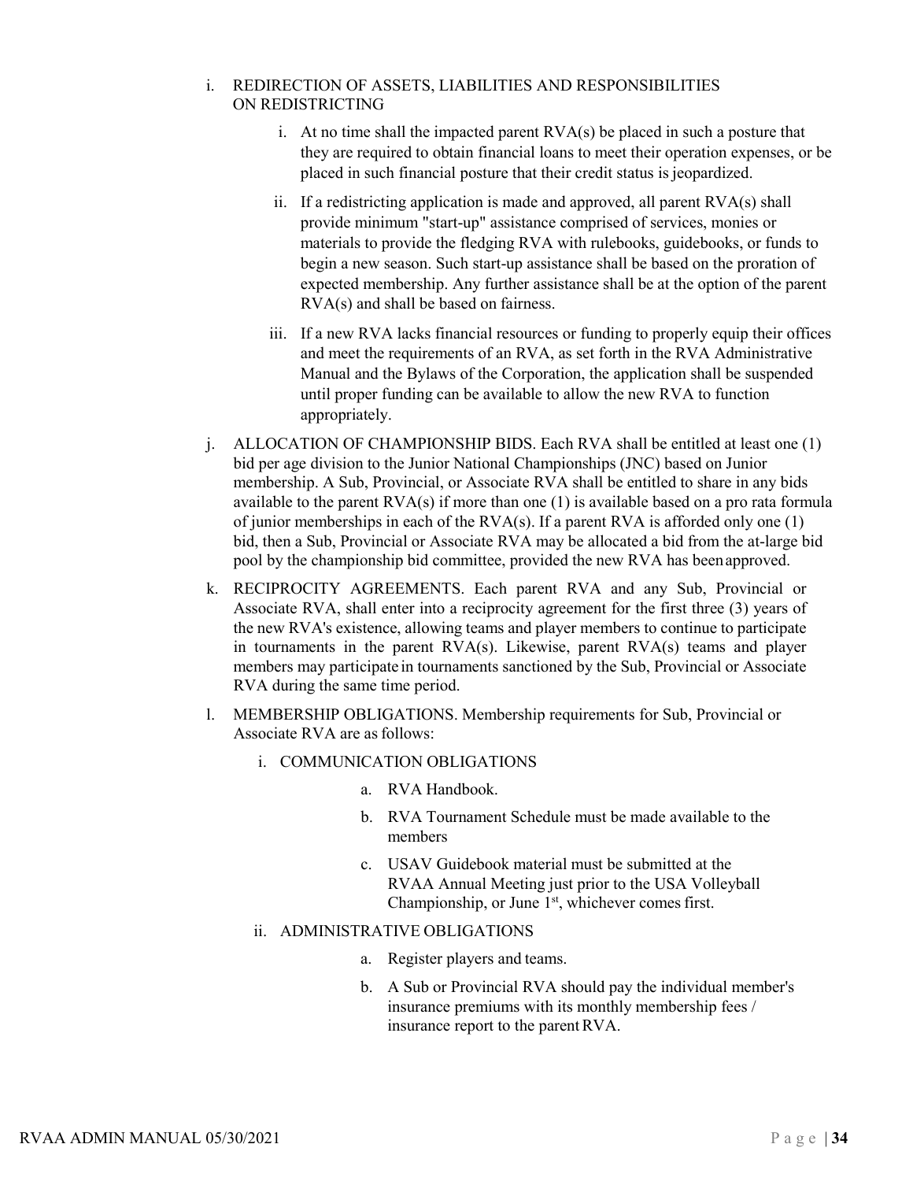i. REDIRECTION OF ASSETS, LIABILITIES AND RESPONSIBILITIES ON REDISTRICTING

   i. At no time shall the impacted parent RVA(s) be placed in such a posture that they are required to obtain financial loans to meet their operation expenses, or be placed in such financial posture that their credit status is jeopardized.

   ii. If a redistricting application is made and approved, all parent RVA(s) shall provide minimum "start-up" assistance comprised of services, monies or materials to provide the fledging RVA with rulebooks, guidebooks, or funds to begin a new season. Such start-up assistance shall be based on the proration of expected membership. Any further assistance shall be at the option of the parent RVA(s) and shall be based on fairness.

   iii. If a new RVA lacks financial resources or funding to properly equip their offices and meet the requirements of an RVA, as set forth in the RVA Administrative Manual and the Bylaws of the Corporation, the application shall be suspended until proper funding can be available to allow the new RVA to function appropriately.

j. ALLOCATION OF CHAMPIONSHIP BIDS. Each RVA shall be entitled at least one (1) bid per age division to the Junior National Championships (JNC) based on Junior membership. A Sub, Provincial, or Associate RVA shall be entitled to share in any bids available to the parent RVA(s) if more than one (1) is available based on a pro rata formula of junior memberships in each of the RVA(s). If a parent RVA is afforded only one (1) bid, then a Sub, Provincial or Associate RVA may be allocated a bid from the at-large bid pool by the championship bid committee, provided the new RVA has been approved.

k. RECIPROCITY AGREEMENTS. Each parent RVA and any Sub, Provincial or Associate RVA, shall enter into a reciprocity agreement for the first three (3) years of the new RVA's existence, allowing teams and player members to continue to participate in tournaments in the parent RVA(s). Likewise, parent RVA(s) teams and player members may participate in tournaments sanctioned by the Sub, Provincial or Associate RVA during the same time period.

l. MEMBERSHIP OBLIGATIONS. Membership requirements for Sub, Provincial or Associate RVA are as follows:

   i. COMMUNICATION OBLIGATIONS

      a. RVA Handbook.

      b. RVA Tournament Schedule must be made available to the members

      c. USAV Guidebook material must be submitted at the RVAA Annual Meeting just prior to the USA Volleyball Championship, or June 1st, whichever comes first.

   ii. ADMINISTRATIVE OBLIGATIONS

      a. Register players and teams.

      b. A Sub or Provincial RVA should pay the individual member's insurance premiums with its monthly membership fees / insurance report to the parent RVA.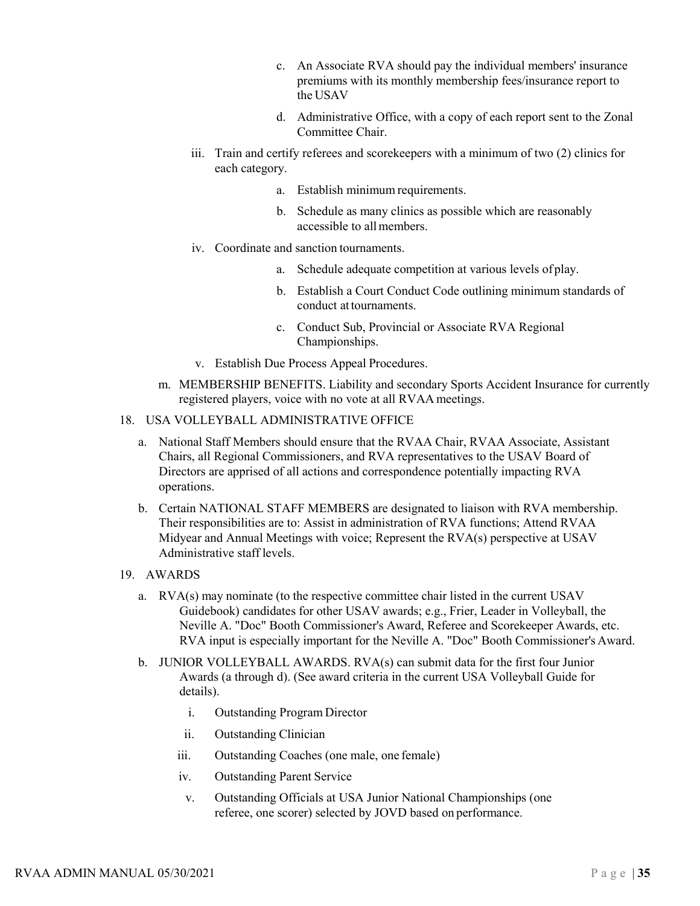c. An Associate RVA should pay the individual members' insurance premiums with its monthly membership fees/insurance report to the USAV

   d. Administrative Office, with a copy of each report sent to the Zonal Committee Chair.

iii. Train and certify referees and scorekeepers with a minimum of two (2) clinics for each category.

   a. Establish minimum requirements.

   b. Schedule as many clinics as possible which are reasonably accessible to all members.

iv. Coordinate and sanction tournaments.

   a. Schedule adequate competition at various levels of play.

   b. Establish a Court Conduct Code outlining minimum standards of conduct at tournaments.

   c. Conduct Sub, Provincial or Associate RVA Regional Championships.

v. Establish Due Process Appeal Procedures.

m. MEMBERSHIP BENEFITS. Liability and secondary Sports Accident Insurance for currently registered players, voice with no vote at all RVAA meetings.

18. USA VOLLEYBALL ADMINISTRATIVE OFFICE

   a. National Staff Members should ensure that the RVAA Chair, RVAA Associate, Assistant Chairs, all Regional Commissioners, and RVA representatives to the USAV Board of Directors are apprised of all actions and correspondence potentially impacting RVA operations.

   b. Certain NATIONAL STAFF MEMBERS are designated to liaison with RVA membership. Their responsibilities are to: Assist in administration of RVA functions; Attend RVAA Midyear and Annual Meetings with voice; Represent the RVA(s) perspective at USAV Administrative staff levels.

19. AWARDS

   a. RVA(s) may nominate (to the respective committee chair listed in the current USAV Guidebook) candidates for other USAV awards; e.g., Frier, Leader in Volleyball, the Neville A. "Doc" Booth Commissioner's Award, Referee and Scorekeeper Awards, etc. RVA input is especially important for the Neville A. "Doc" Booth Commissioner's Award.

   b. JUNIOR VOLLEYBALL AWARDS. RVA(s) can submit data for the first four Junior Awards (a through d). (See award criteria in the current USA Volleyball Guide for details).

      i. Outstanding Program Director

      ii. Outstanding Clinician

      iii. Outstanding Coaches (one male, one female)

      iv. Outstanding Parent Service

      v. Outstanding Officials at USA Junior National Championships (one referee, one scorer) selected by JOVD based on performance.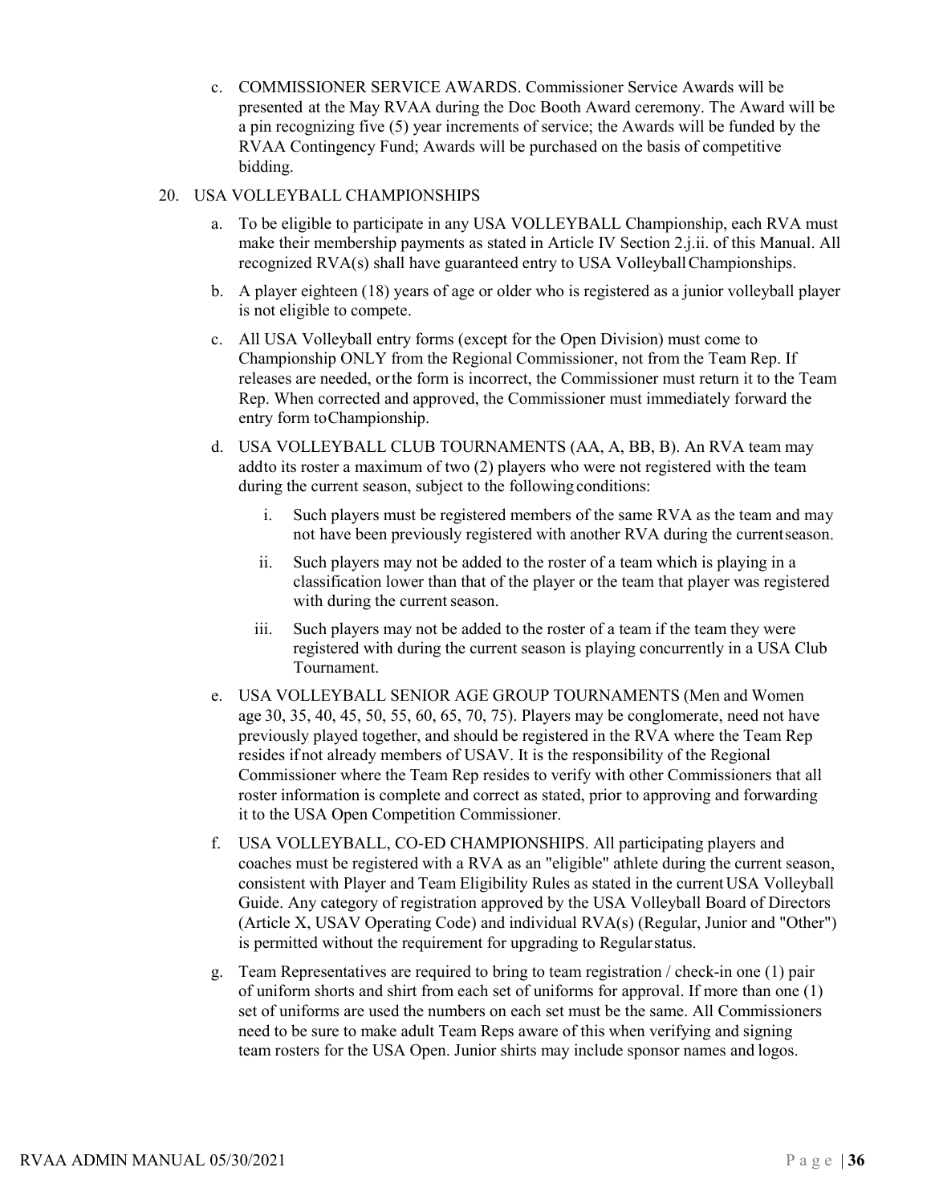c. COMMISSIONER SERVICE AWARDS. Commissioner Service Awards will be presented at the May RVAA during the Doc Booth Award ceremony. The Award will be a pin recognizing five (5) year increments of service; the Awards will be funded by the RVAA Contingency Fund; Awards will be purchased on the basis of competitive bidding.

20. USA VOLLEYBALL CHAMPIONSHIPS

a. To be eligible to participate in any USA VOLLEYBALL Championship, each RVA must make their membership payments as stated in Article IV Section 2.j.ii. of this Manual. All recognized RVA(s) shall have guaranteed entry to USA Volleyball Championships.

b. A player eighteen (18) years of age or older who is registered as a junior volleyball player is not eligible to compete.

c. All USA Volleyball entry forms (except for the Open Division) must come to Championship ONLY from the Regional Commissioner, not from the Team Rep. If releases are needed, or the form is incorrect, the Commissioner must return it to the Team Rep. When corrected and approved, the Commissioner must immediately forward the entry form to Championship.

d. USA VOLLEYBALL CLUB TOURNAMENTS (AA, A, BB, B). An RVA team may add to its roster a maximum of two (2) players who were not registered with the team during the current season, subject to the following conditions:

   i. Such players must be registered members of the same RVA as the team and may not have been previously registered with another RVA during the current season.

   ii. Such players may not be added to the roster of a team which is playing in a classification lower than that of the player or the team that player was registered with during the current season.

   iii. Such players may not be added to the roster of a team if the team they were registered with during the current season is playing concurrently in a USA Club Tournament.

e. USA VOLLEYBALL SENIOR AGE GROUP TOURNAMENTS (Men and Women age 30, 35, 40, 45, 50, 55, 60, 65, 70, 75). Players may be conglomerate, need not have previously played together, and should be registered in the RVA where the Team Rep resides if not already members of USAV. It is the responsibility of the Regional Commissioner where the Team Rep resides to verify with other Commissioners that all roster information is complete and correct as stated, prior to approving and forwarding it to the USA Open Competition Commissioner.

f. USA VOLLEYBALL, CO-ED CHAMPIONSHIPS. All participating players and coaches must be registered with a RVA as an "eligible" athlete during the current season, consistent with Player and Team Eligibility Rules as stated in the current USA Volleyball Guide. Any category of registration approved by the USA Volleyball Board of Directors (Article X, USAV Operating Code) and individual RVA(s) (Regular, Junior and "Other") is permitted without the requirement for upgrading to Regular status.

g. Team Representatives are required to bring to team registration / check-in one (1) pair of uniform shorts and shirt from each set of uniforms for approval. If more than one (1) set of uniforms are used the numbers on each set must be the same. All Commissioners need to be sure to make adult Team Reps aware of this when verifying and signing team rosters for the USA Open. Junior shirts may include sponsor names and logos.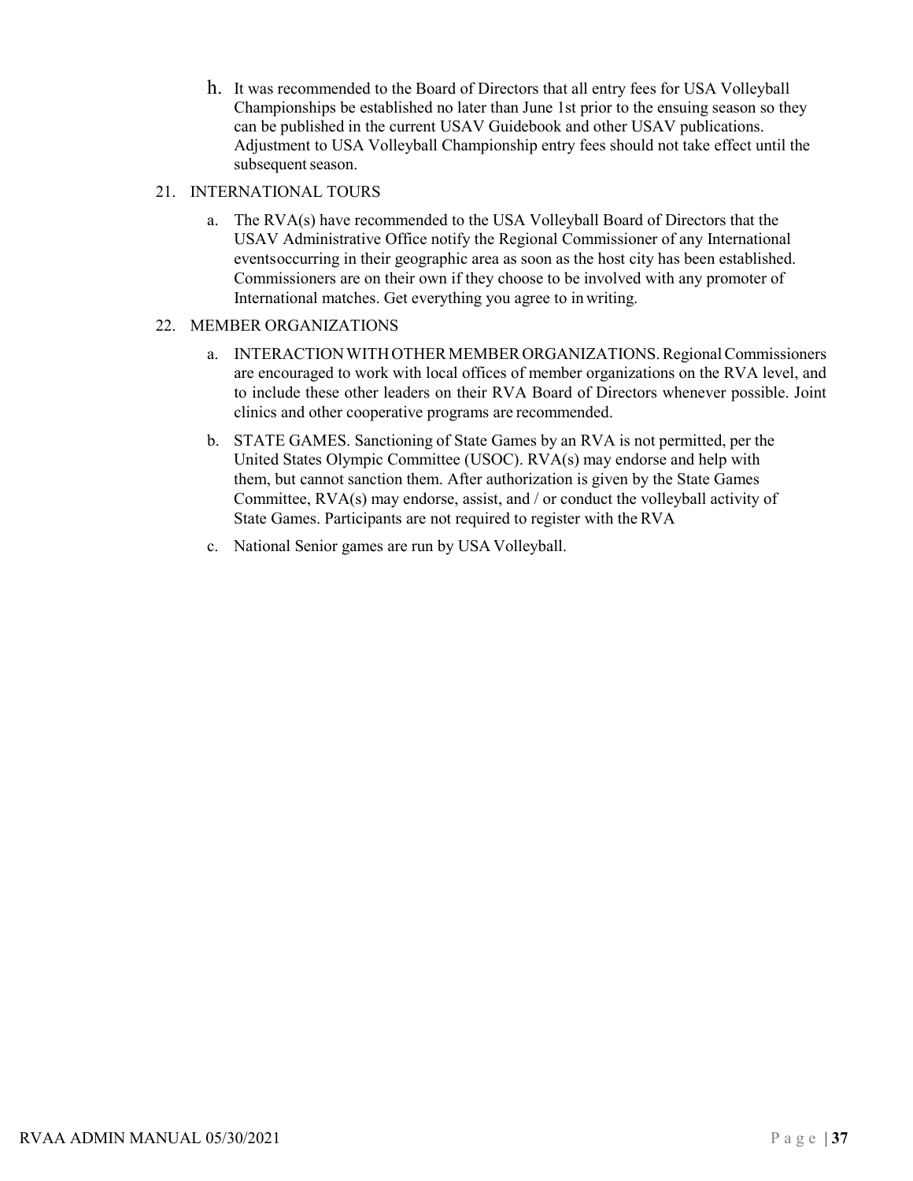h. It was recommended to the Board of Directors that all entry fees for USA Volleyball Championships be established no later than June 1st prior to the ensuing season so they can be published in the current USAV Guidebook and other USAV publications. Adjustment to USA Volleyball Championship entry fees should not take effect until the subsequent season.

21. INTERNATIONAL TOURS

    a. The RVA(s) have recommended to the USA Volleyball Board of Directors that the USAV Administrative Office notify the Regional Commissioner of any International eventsoccurring in their geographic area as soon as the host city has been established. Commissioners are on their own if they choose to be involved with any promoter of International matches. Get everything you agree to in writing.

22. MEMBER ORGANIZATIONS

    a. INTERACTION WITH OTHER MEMBER ORGANIZATIONS. Regional Commissioners are encouraged to work with local offices of member organizations on the RVA level, and to include these other leaders on their RVA Board of Directors whenever possible. Joint clinics and other cooperative programs are recommended.

    b. STATE GAMES. Sanctioning of State Games by an RVA is not permitted, per the United States Olympic Committee (USOC). RVA(s) may endorse and help with them, but cannot sanction them. After authorization is given by the State Games Committee, RVA(s) may endorse, assist, and / or conduct the volleyball activity of State Games. Participants are not required to register with the RVA

    c. National Senior games are run by USA Volleyball.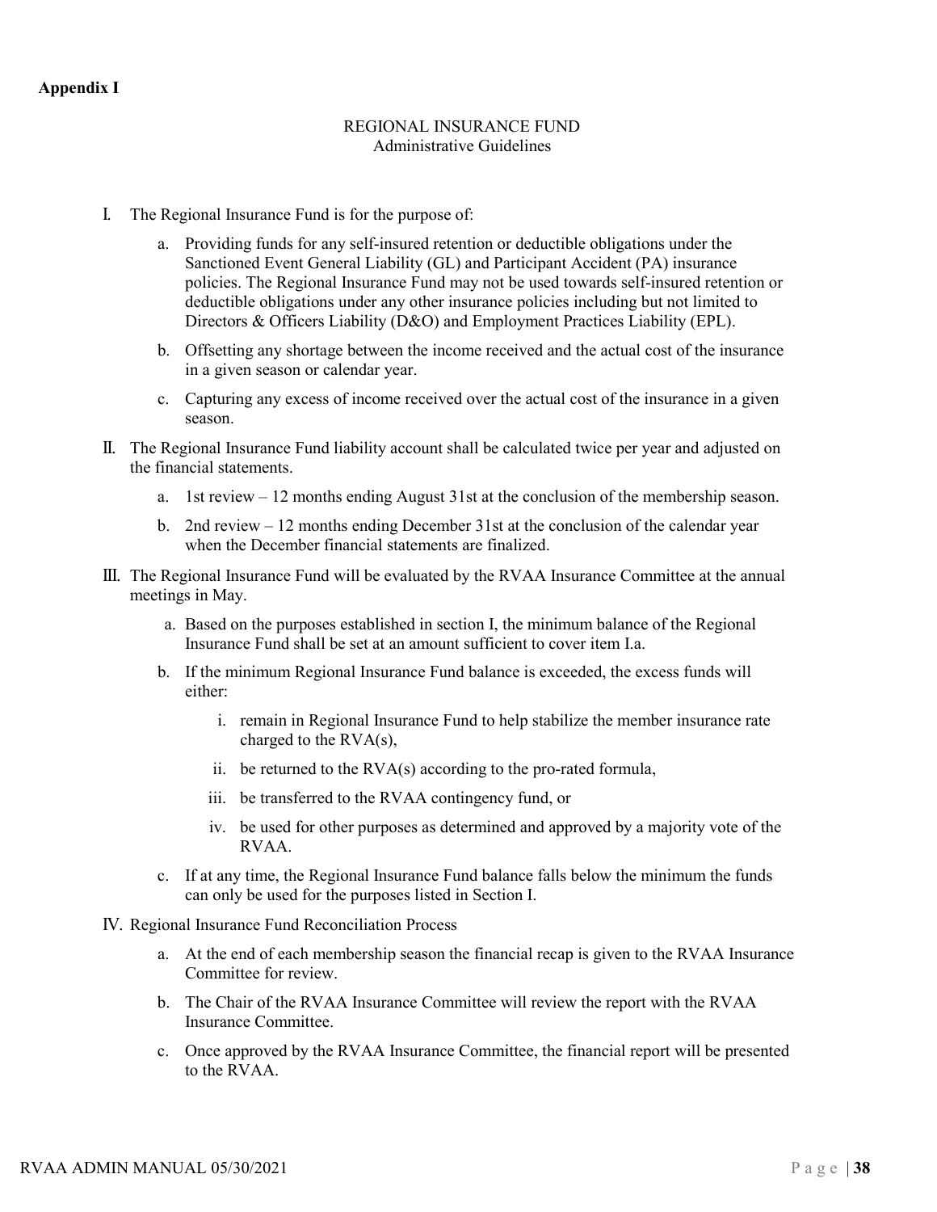**Appendix I**

REGIONAL INSURANCE FUND
Administrative Guidelines

I. The Regional Insurance Fund is for the purpose of:

   a. Providing funds for any self-insured retention or deductible obligations under the Sanctioned Event General Liability (GL) and Participant Accident (PA) insurance policies. The Regional Insurance Fund may not be used towards self-insured retention or deductible obligations under any other insurance policies including but not limited to Directors & Officers Liability (D&O) and Employment Practices Liability (EPL).

   b. Offsetting any shortage between the income received and the actual cost of the insurance in a given season or calendar year.

   c. Capturing any excess of income received over the actual cost of the insurance in a given season.

II. The Regional Insurance Fund liability account shall be calculated twice per year and adjusted on the financial statements.

   a. 1st review – 12 months ending August 31st at the conclusion of the membership season.

   b. 2nd review – 12 months ending December 31st at the conclusion of the calendar year when the December financial statements are finalized.

III. The Regional Insurance Fund will be evaluated by the RVAA Insurance Committee at the annual meetings in May.

   a. Based on the purposes established in section I, the minimum balance of the Regional Insurance Fund shall be set at an amount sufficient to cover item I.a.

   b. If the minimum Regional Insurance Fund balance is exceeded, the excess funds will either:

      i. remain in Regional Insurance Fund to help stabilize the member insurance rate charged to the RVA(s),

      ii. be returned to the RVA(s) according to the pro-rated formula,

      iii. be transferred to the RVAA contingency fund, or

      iv. be used for other purposes as determined and approved by a majority vote of the RVAA.

   c. If at any time, the Regional Insurance Fund balance falls below the minimum the funds can only be used for the purposes listed in Section I.

IV. Regional Insurance Fund Reconciliation Process

   a. At the end of each membership season the financial recap is given to the RVAA Insurance Committee for review.

   b. The Chair of the RVAA Insurance Committee will review the report with the RVAA Insurance Committee.

   c. Once approved by the RVAA Insurance Committee, the financial report will be presented to the RVAA.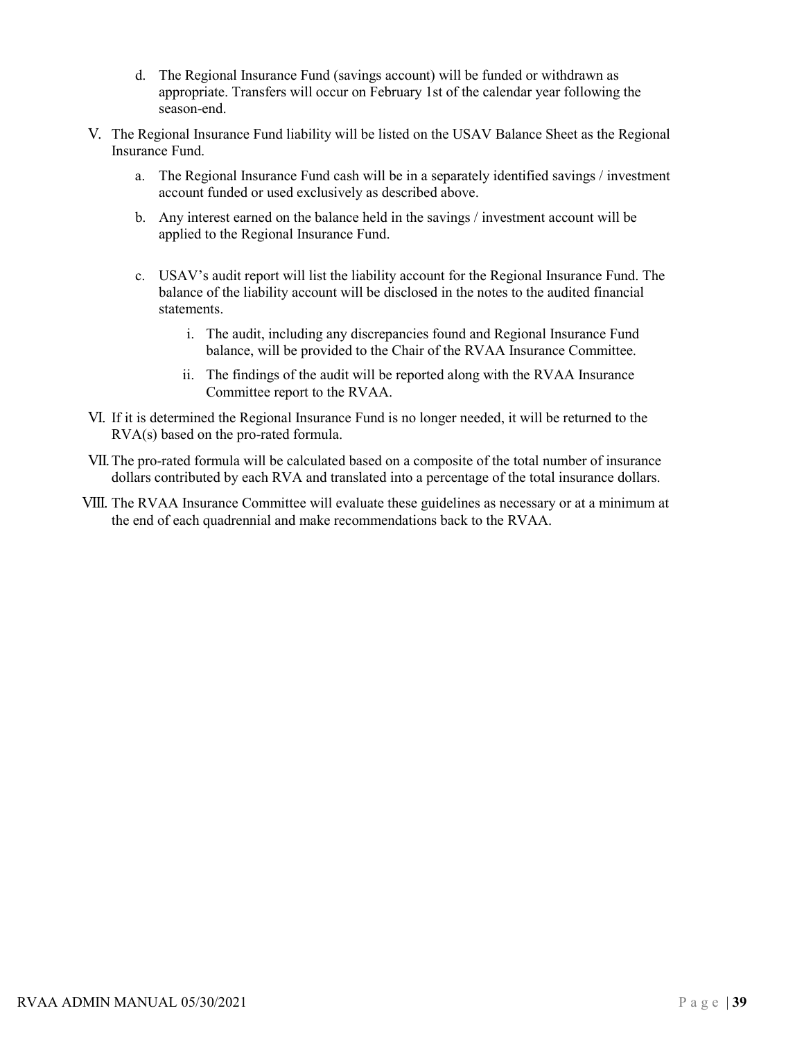d. The Regional Insurance Fund (savings account) will be funded or withdrawn as appropriate. Transfers will occur on February 1st of the calendar year following the season-end.

V. The Regional Insurance Fund liability will be listed on the USAV Balance Sheet as the Regional Insurance Fund.

  a. The Regional Insurance Fund cash will be in a separately identified savings / investment account funded or used exclusively as described above.

  b. Any interest earned on the balance held in the savings / investment account will be applied to the Regional Insurance Fund.

  c. USAV's audit report will list the liability account for the Regional Insurance Fund. The balance of the liability account will be disclosed in the notes to the audited financial statements.

    i. The audit, including any discrepancies found and Regional Insurance Fund balance, will be provided to the Chair of the RVAA Insurance Committee.

    ii. The findings of the audit will be reported along with the RVAA Insurance Committee report to the RVAA.

VI. If it is determined the Regional Insurance Fund is no longer needed, it will be returned to the RVA(s) based on the pro-rated formula.

VII. The pro-rated formula will be calculated based on a composite of the total number of insurance dollars contributed by each RVA and translated into a percentage of the total insurance dollars.

VIII. The RVAA Insurance Committee will evaluate these guidelines as necessary or at a minimum at the end of each quadrennial and make recommendations back to the RVAA.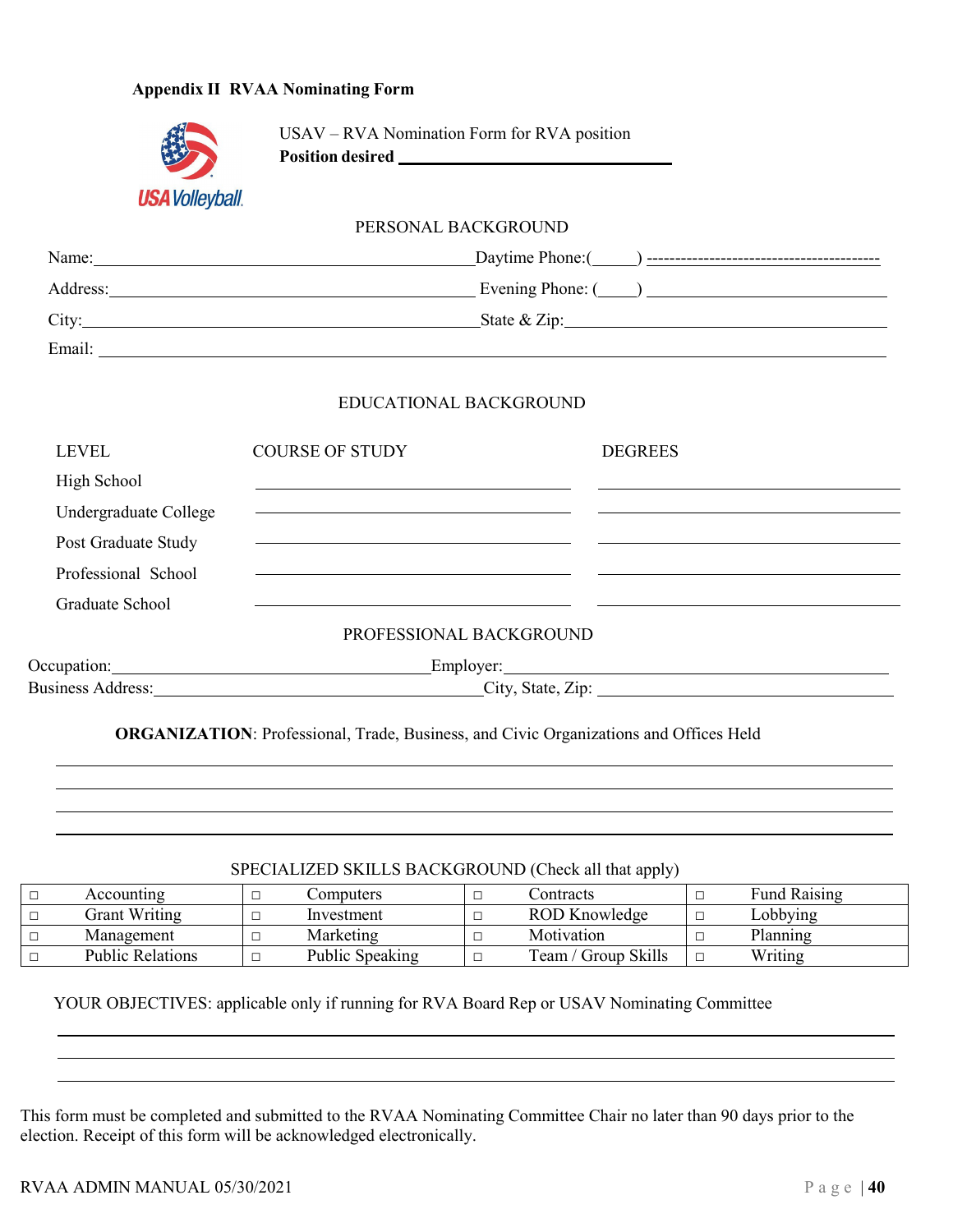### Appendix II RVAA Nominating Form

USAV – RVA Nomination Form for RVA position
**Position desired** ______________________________

PERSONAL BACKGROUND

Name:_____________________________________________Daytime Phone:(_____) ----------------------------------------

Address:___________________________________________ Evening Phone: (____) ___________________________

City:______________________________________________State & Zip:_______________________________________

Email: ______________________________________________________________________________________________

EDUCATIONAL BACKGROUND

| LEVEL | COURSE OF STUDY | DEGREES |
|---|---|---|
| High School | | |
| Undergraduate College | | |
| Post Graduate Study | | |
| Professional School | | |
| Graduate School | | |

PROFESSIONAL BACKGROUND

Occupation:____________________________________Employer:____________________________________________

Business Address:_______________________________________City, State, Zip: ___________________________________

**ORGANIZATION**: Professional, Trade, Business, and Civic Organizations and Offices Held

______________________________________________________________________________________________

______________________________________________________________________________________________

______________________________________________________________________________________________

______________________________________________________________________________________________

SPECIALIZED SKILLS BACKGROUND (Check all that apply)

| | | | | | | | |
|---|---|---|---|---|---|---|---|
| □ | Accounting | □ | Computers | □ | Contracts | □ | Fund Raising |
| □ | Grant Writing | □ | Investment | □ | ROD Knowledge | □ | Lobbying |
| □ | Management | □ | Marketing | □ | Motivation | □ | Planning |
| □ | Public Relations | □ | Public Speaking | □ | Team / Group Skills | □ | Writing |

YOUR OBJECTIVES: applicable only if running for RVA Board Rep or USAV Nominating Committee

______________________________________________________________________________________________

______________________________________________________________________________________________

______________________________________________________________________________________________

This form must be completed and submitted to the RVAA Nominating Committee Chair no later than 90 days prior to the election. Receipt of this form will be acknowledged electronically.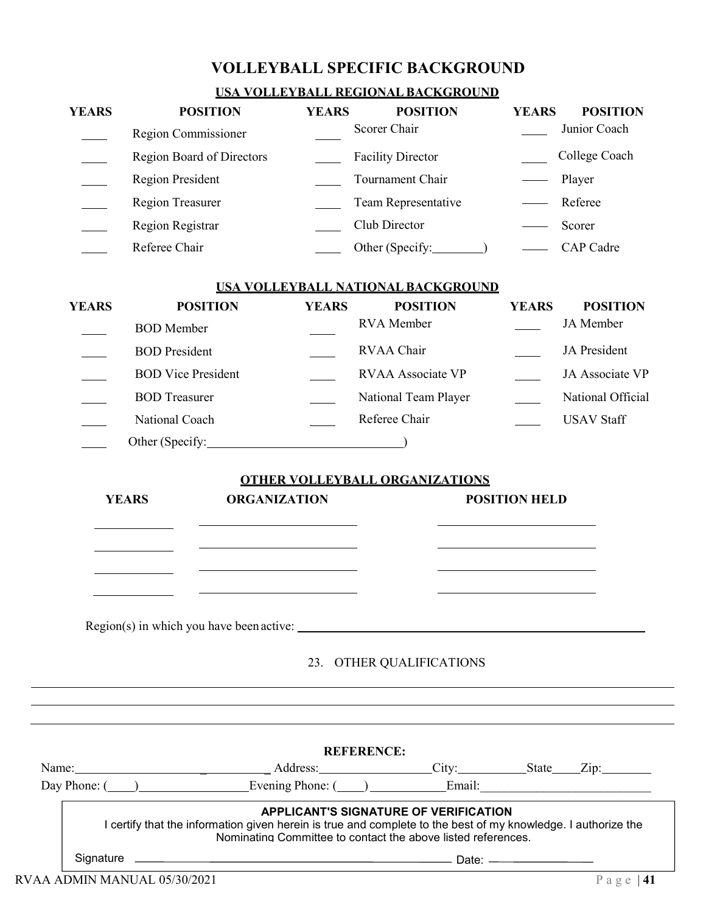# VOLLEYBALL SPECIFIC BACKGROUND

## USA VOLLEYBALL REGIONAL BACKGROUND

| YEARS | POSITION | YEARS | POSITION | YEARS | POSITION |
|---|---|---|---|---|---|
| ____ | Region Commissioner | ____ | Scorer Chair | ____ | Junior Coach |
| ____ | Region Board of Directors | ____ | Facility Director | ____ | College Coach |
| ____ | Region President | ____ | Tournament Chair | ____ | Player |
| ____ | Region Treasurer | ____ | Team Representative | ____ | Referee |
| ____ | Region Registrar | ____ | Club Director | ____ | Scorer |
| ____ | Referee Chair | ____ | Other (Specify:________) | ____ | CAP Cadre |

## USA VOLLEYBALL NATIONAL BACKGROUND

| YEARS | POSITION | YEARS | POSITION | YEARS | POSITION |
|---|---|---|---|---|---|
| ____ | BOD Member | ____ | RVA Member | ____ | JA Member |
| ____ | BOD President | ____ | RVAA Chair | ____ | JA President |
| ____ | BOD Vice President | ____ | RVAA Associate VP | ____ | JA Associate VP |
| ____ | BOD Treasurer | ____ | National Team Player | ____ | National Official |
| ____ | National Coach | ____ | Referee Chair | ____ | USAV Staff |
| ____ | Other (Specify:______________________________) | | | | |

## OTHER VOLLEYBALL ORGANIZATIONS

| YEARS | ORGANIZATION | POSITION HELD |
|---|---|---|
| __________ | ______________________ | ______________________ |
| __________ | ______________________ | ______________________ |
| __________ | ______________________ | ______________________ |
| __________ | ______________________ | ______________________ |

Region(s) in which you have been active: ________________________________________________

23. OTHER QUALIFICATIONS

________________________________________________________________________________

________________________________________________________________________________

________________________________________________________________________________

**REFERENCE:**

Name:_______________________________ Address:__________________City:__________State____Zip:________

Day Phone: (____)________________Evening Phone: (____)___________Email:___________________________

**APPLICANT'S SIGNATURE OF VERIFICATION**

I certify that the information given herein is true and complete to the best of my knowledge. I authorize the Nominating Committee to contact the above listed references.

Signature ______________________________________________ Date: ______________

RVAA ADMIN MANUAL 05/30/2021